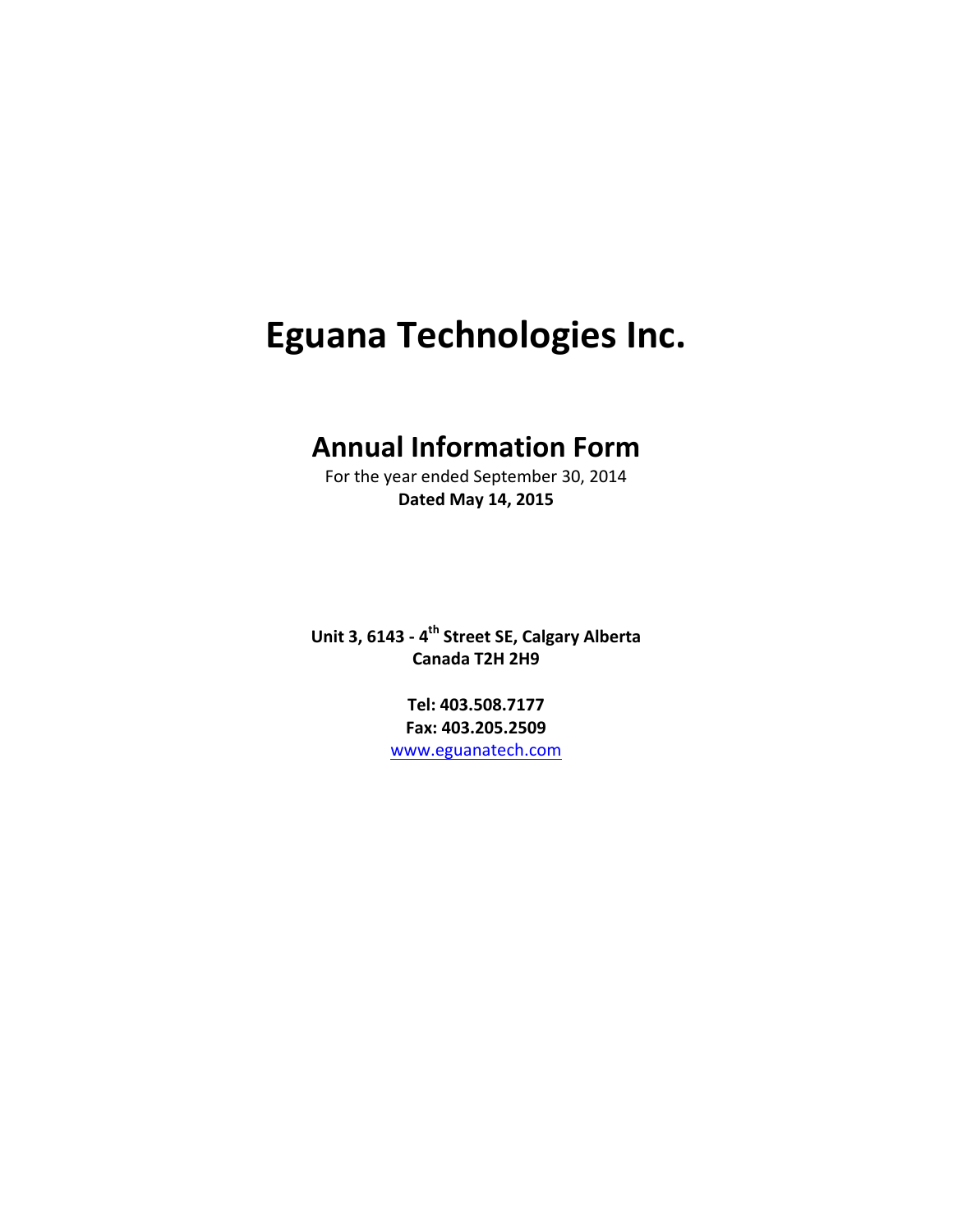# Eguana Technologies Inc.

## Annual Information Form

For the year ended September 30, 2014

**Dated May 14, 2015**

**Unit 3, 6143 - 4th Street SE, Calgary Alberta**
**Canada T2H 2H9**

**Tel: 403.508.7177**
**Fax: 403.205.2509**
www.eguanatech.com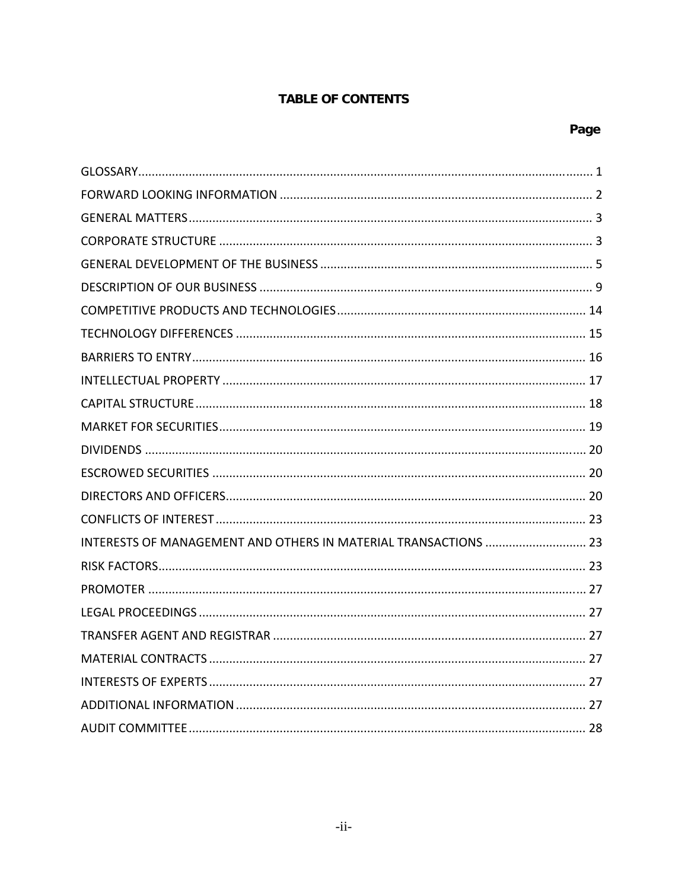# TABLE OF CONTENTS

| | Page |
|---|---|
| GLOSSARY | 1 |
| FORWARD LOOKING INFORMATION | 2 |
| GENERAL MATTERS | 3 |
| CORPORATE STRUCTURE | 3 |
| GENERAL DEVELOPMENT OF THE BUSINESS | 5 |
| DESCRIPTION OF OUR BUSINESS | 9 |
| COMPETITIVE PRODUCTS AND TECHNOLOGIES | 14 |
| TECHNOLOGY DIFFERENCES | 15 |
| BARRIERS TO ENTRY | 16 |
| INTELLECTUAL PROPERTY | 17 |
| CAPITAL STRUCTURE | 18 |
| MARKET FOR SECURITIES | 19 |
| DIVIDENDS | 20 |
| ESCROWED SECURITIES | 20 |
| DIRECTORS AND OFFICERS | 20 |
| CONFLICTS OF INTEREST | 23 |
| INTERESTS OF MANAGEMENT AND OTHERS IN MATERIAL TRANSACTIONS | 23 |
| RISK FACTORS | 23 |
| PROMOTER | 27 |
| LEGAL PROCEEDINGS | 27 |
| TRANSFER AGENT AND REGISTRAR | 27 |
| MATERIAL CONTRACTS | 27 |
| INTERESTS OF EXPERTS | 27 |
| ADDITIONAL INFORMATION | 27 |
| AUDIT COMMITTEE | 28 |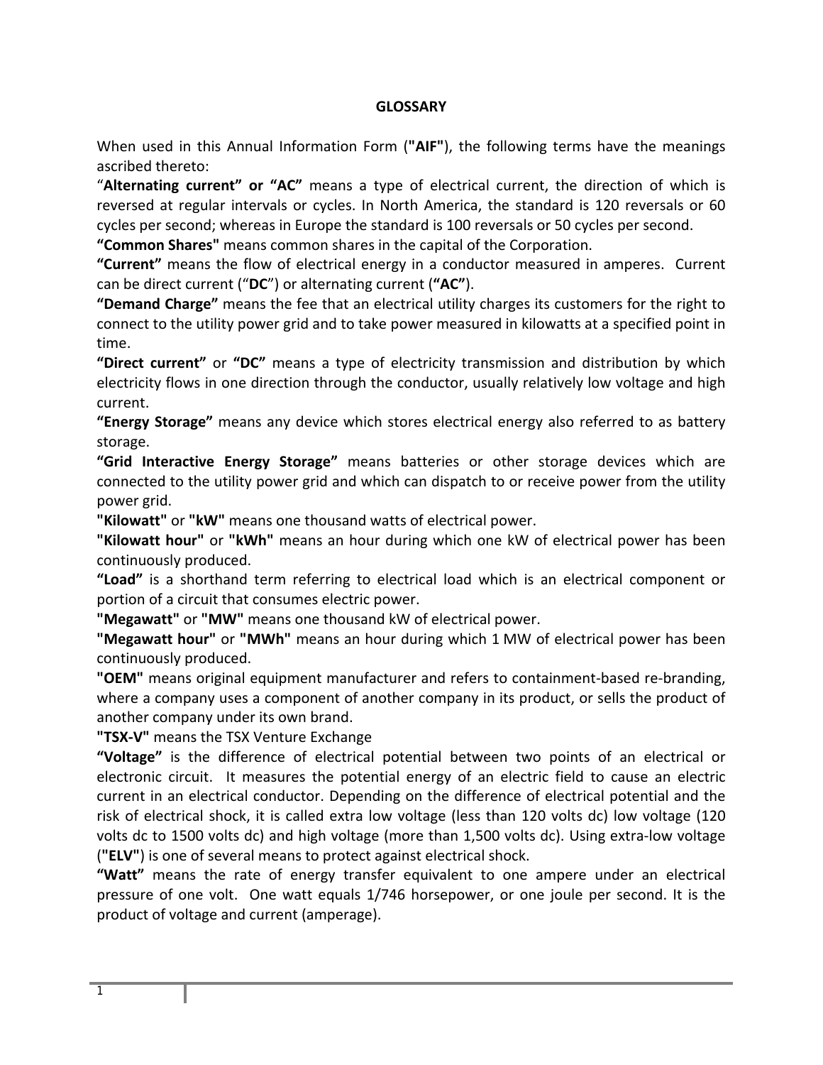# GLOSSARY

When used in this Annual Information Form (**"AIF"**), the following terms have the meanings ascribed thereto:

"**Alternating current" or "AC"** means a type of electrical current, the direction of which is reversed at regular intervals or cycles. In North America, the standard is 120 reversals or 60 cycles per second; whereas in Europe the standard is 100 reversals or 50 cycles per second.

**"Common Shares"** means common shares in the capital of the Corporation.

**"Current"** means the flow of electrical energy in a conductor measured in amperes. Current can be direct current ("**DC**") or alternating current (**"AC"**).

**"Demand Charge"** means the fee that an electrical utility charges its customers for the right to connect to the utility power grid and to take power measured in kilowatts at a specified point in time.

**"Direct current"** or **"DC"** means a type of electricity transmission and distribution by which electricity flows in one direction through the conductor, usually relatively low voltage and high current.

**"Energy Storage"** means any device which stores electrical energy also referred to as battery storage.

**"Grid Interactive Energy Storage"** means batteries or other storage devices which are connected to the utility power grid and which can dispatch to or receive power from the utility power grid.

**"Kilowatt"** or **"kW"** means one thousand watts of electrical power.

**"Kilowatt hour"** or **"kWh"** means an hour during which one kW of electrical power has been continuously produced.

**"Load"** is a shorthand term referring to electrical load which is an electrical component or portion of a circuit that consumes electric power.

**"Megawatt"** or **"MW"** means one thousand kW of electrical power.

**"Megawatt hour"** or **"MWh"** means an hour during which 1 MW of electrical power has been continuously produced.

**"OEM"** means original equipment manufacturer and refers to containment-based re-branding, where a company uses a component of another company in its product, or sells the product of another company under its own brand.

**"TSX-V"** means the TSX Venture Exchange

**"Voltage"** is the difference of electrical potential between two points of an electrical or electronic circuit. It measures the potential energy of an electric field to cause an electric current in an electrical conductor. Depending on the difference of electrical potential and the risk of electrical shock, it is called extra low voltage (less than 120 volts dc) low voltage (120 volts dc to 1500 volts dc) and high voltage (more than 1,500 volts dc). Using extra-low voltage (**"ELV"**) is one of several means to protect against electrical shock.

**"Watt"** means the rate of energy transfer equivalent to one ampere under an electrical pressure of one volt. One watt equals 1/746 horsepower, or one joule per second. It is the product of voltage and current (amperage).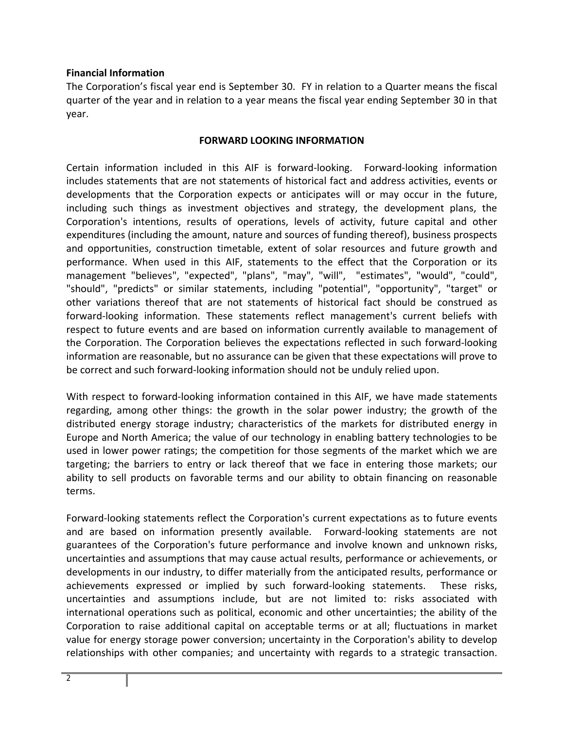**Financial Information**

The Corporation's fiscal year end is September 30. FY in relation to a Quarter means the fiscal quarter of the year and in relation to a year means the fiscal year ending September 30 in that year.

## FORWARD LOOKING INFORMATION

Certain information included in this AIF is forward-looking. Forward-looking information includes statements that are not statements of historical fact and address activities, events or developments that the Corporation expects or anticipates will or may occur in the future, including such things as investment objectives and strategy, the development plans, the Corporation's intentions, results of operations, levels of activity, future capital and other expenditures (including the amount, nature and sources of funding thereof), business prospects and opportunities, construction timetable, extent of solar resources and future growth and performance. When used in this AIF, statements to the effect that the Corporation or its management "believes", "expected", "plans", "may", "will", "estimates", "would", "could", "should", "predicts" or similar statements, including "potential", "opportunity", "target" or other variations thereof that are not statements of historical fact should be construed as forward-looking information. These statements reflect management's current beliefs with respect to future events and are based on information currently available to management of the Corporation. The Corporation believes the expectations reflected in such forward-looking information are reasonable, but no assurance can be given that these expectations will prove to be correct and such forward-looking information should not be unduly relied upon.

With respect to forward-looking information contained in this AIF, we have made statements regarding, among other things: the growth in the solar power industry; the growth of the distributed energy storage industry; characteristics of the markets for distributed energy in Europe and North America; the value of our technology in enabling battery technologies to be used in lower power ratings; the competition for those segments of the market which we are targeting; the barriers to entry or lack thereof that we face in entering those markets; our ability to sell products on favorable terms and our ability to obtain financing on reasonable terms.

Forward-looking statements reflect the Corporation's current expectations as to future events and are based on information presently available. Forward-looking statements are not guarantees of the Corporation's future performance and involve known and unknown risks, uncertainties and assumptions that may cause actual results, performance or achievements, or developments in our industry, to differ materially from the anticipated results, performance or achievements expressed or implied by such forward-looking statements. These risks, uncertainties and assumptions include, but are not limited to: risks associated with international operations such as political, economic and other uncertainties; the ability of the Corporation to raise additional capital on acceptable terms or at all; fluctuations in market value for energy storage power conversion; uncertainty in the Corporation's ability to develop relationships with other companies; and uncertainty with regards to a strategic transaction.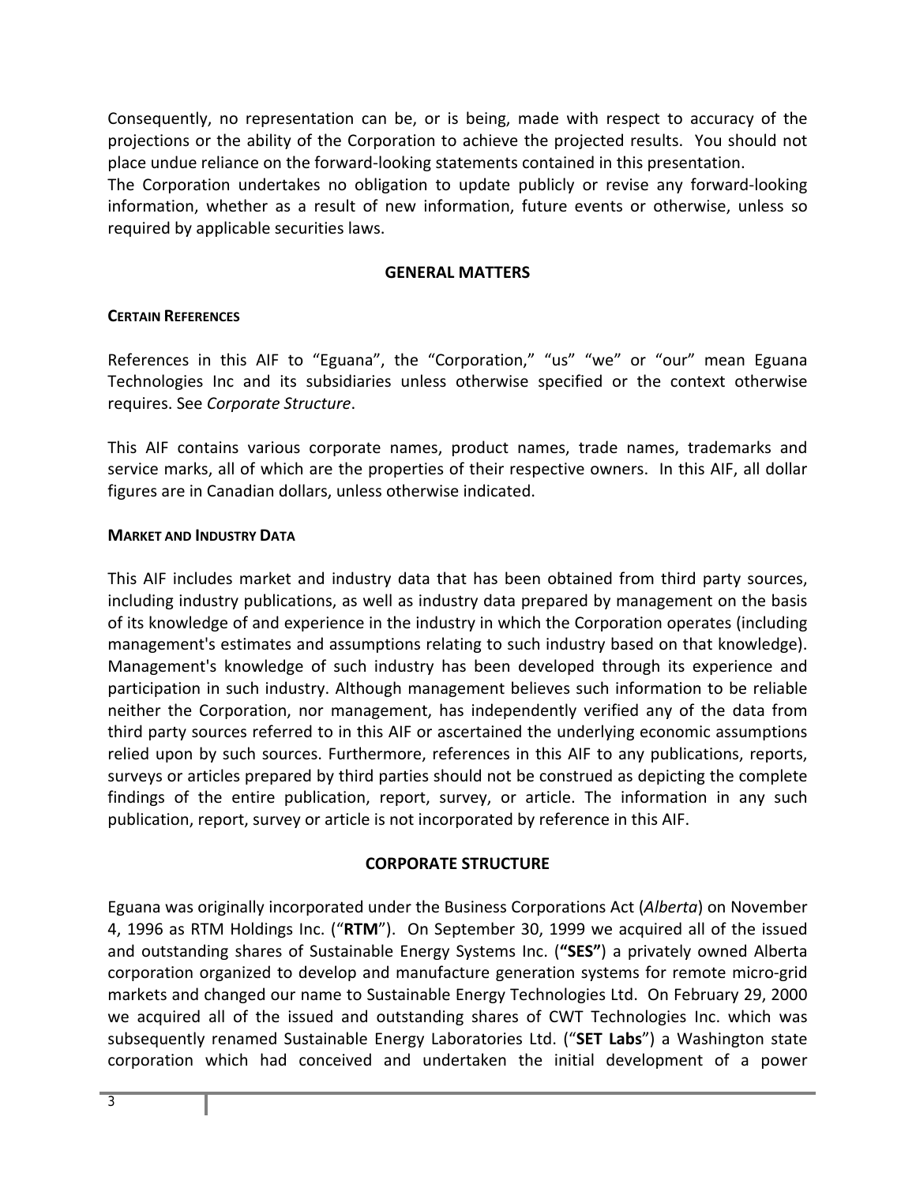Consequently, no representation can be, or is being, made with respect to accuracy of the projections or the ability of the Corporation to achieve the projected results. You should not place undue reliance on the forward-looking statements contained in this presentation.
The Corporation undertakes no obligation to update publicly or revise any forward-looking information, whether as a result of new information, future events or otherwise, unless so required by applicable securities laws.

## GENERAL MATTERS

### CERTAIN REFERENCES

References in this AIF to "Eguana", the "Corporation," "us" "we" or "our" mean Eguana Technologies Inc and its subsidiaries unless otherwise specified or the context otherwise requires. See *Corporate Structure*.

This AIF contains various corporate names, product names, trade names, trademarks and service marks, all of which are the properties of their respective owners. In this AIF, all dollar figures are in Canadian dollars, unless otherwise indicated.

### MARKET AND INDUSTRY DATA

This AIF includes market and industry data that has been obtained from third party sources, including industry publications, as well as industry data prepared by management on the basis of its knowledge of and experience in the industry in which the Corporation operates (including management's estimates and assumptions relating to such industry based on that knowledge). Management's knowledge of such industry has been developed through its experience and participation in such industry. Although management believes such information to be reliable neither the Corporation, nor management, has independently verified any of the data from third party sources referred to in this AIF or ascertained the underlying economic assumptions relied upon by such sources. Furthermore, references in this AIF to any publications, reports, surveys or articles prepared by third parties should not be construed as depicting the complete findings of the entire publication, report, survey, or article. The information in any such publication, report, survey or article is not incorporated by reference in this AIF.

## CORPORATE STRUCTURE

Eguana was originally incorporated under the Business Corporations Act (*Alberta*) on November 4, 1996 as RTM Holdings Inc. ("**RTM**"). On September 30, 1999 we acquired all of the issued and outstanding shares of Sustainable Energy Systems Inc. (**"SES"**) a privately owned Alberta corporation organized to develop and manufacture generation systems for remote micro-grid markets and changed our name to Sustainable Energy Technologies Ltd. On February 29, 2000 we acquired all of the issued and outstanding shares of CWT Technologies Inc. which was subsequently renamed Sustainable Energy Laboratories Ltd. ("**SET Labs**") a Washington state corporation which had conceived and undertaken the initial development of a power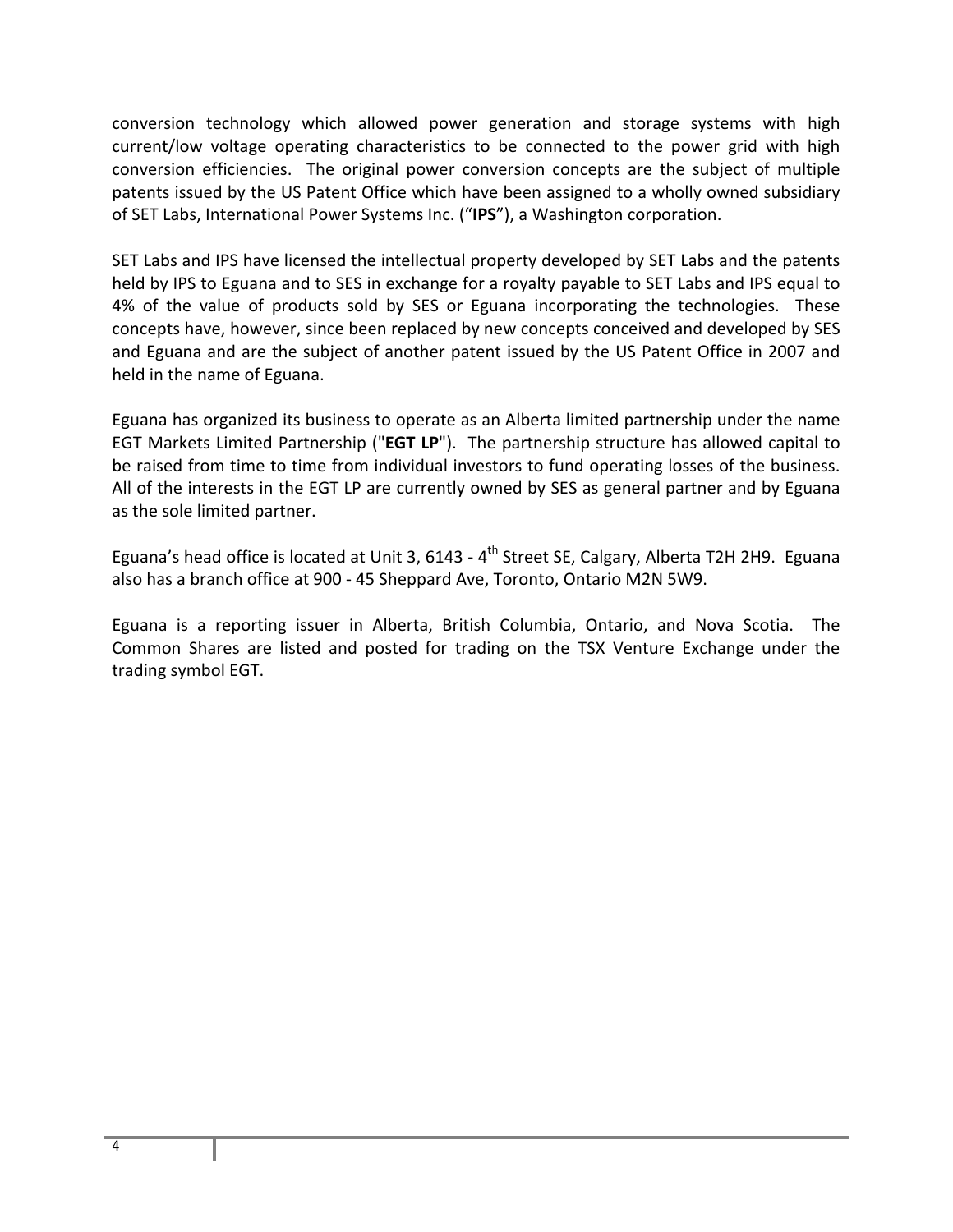conversion technology which allowed power generation and storage systems with high current/low voltage operating characteristics to be connected to the power grid with high conversion efficiencies. The original power conversion concepts are the subject of multiple patents issued by the US Patent Office which have been assigned to a wholly owned subsidiary of SET Labs, International Power Systems Inc. ("**IPS**"), a Washington corporation.

SET Labs and IPS have licensed the intellectual property developed by SET Labs and the patents held by IPS to Eguana and to SES in exchange for a royalty payable to SET Labs and IPS equal to 4% of the value of products sold by SES or Eguana incorporating the technologies. These concepts have, however, since been replaced by new concepts conceived and developed by SES and Eguana and are the subject of another patent issued by the US Patent Office in 2007 and held in the name of Eguana.

Eguana has organized its business to operate as an Alberta limited partnership under the name EGT Markets Limited Partnership ("**EGT LP**"). The partnership structure has allowed capital to be raised from time to time from individual investors to fund operating losses of the business. All of the interests in the EGT LP are currently owned by SES as general partner and by Eguana as the sole limited partner.

Eguana's head office is located at Unit 3, 6143 - 4th Street SE, Calgary, Alberta T2H 2H9. Eguana also has a branch office at 900 - 45 Sheppard Ave, Toronto, Ontario M2N 5W9.

Eguana is a reporting issuer in Alberta, British Columbia, Ontario, and Nova Scotia. The Common Shares are listed and posted for trading on the TSX Venture Exchange under the trading symbol EGT.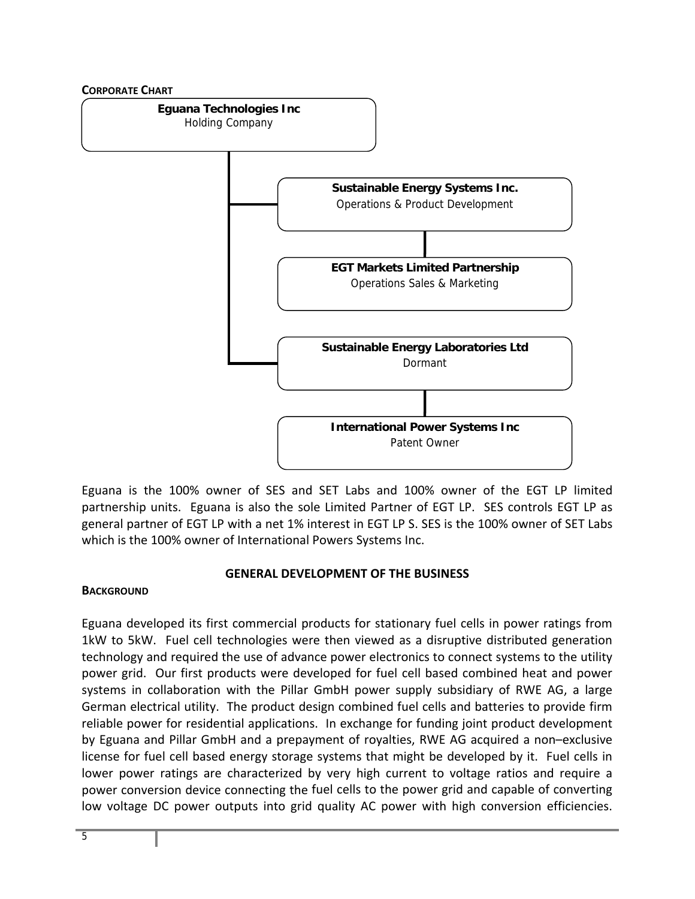**CORPORATE CHART**

**Eguana Technologies Inc**
Holding Company

**Sustainable Energy Systems Inc.**
Operations & Product Development

**EGT Markets Limited Partnership**
Operations Sales & Marketing

**Sustainable Energy Laboratories Ltd**
Dormant

**International Power Systems Inc**
Patent Owner

Eguana is the 100% owner of SES and SET Labs and 100% owner of the EGT LP limited partnership units. Eguana is also the sole Limited Partner of EGT LP. SES controls EGT LP as general partner of EGT LP with a net 1% interest in EGT LP S. SES is the 100% owner of SET Labs which is the 100% owner of International Powers Systems Inc.

## GENERAL DEVELOPMENT OF THE BUSINESS

### BACKGROUND

Eguana developed its first commercial products for stationary fuel cells in power ratings from 1kW to 5kW. Fuel cell technologies were then viewed as a disruptive distributed generation technology and required the use of advance power electronics to connect systems to the utility power grid. Our first products were developed for fuel cell based combined heat and power systems in collaboration with the Pillar GmbH power supply subsidiary of RWE AG, a large German electrical utility. The product design combined fuel cells and batteries to provide firm reliable power for residential applications. In exchange for funding joint product development by Eguana and Pillar GmbH and a prepayment of royalties, RWE AG acquired a non–exclusive license for fuel cell based energy storage systems that might be developed by it. Fuel cells in lower power ratings are characterized by very high current to voltage ratios and require a power conversion device connecting the fuel cells to the power grid and capable of converting low voltage DC power outputs into grid quality AC power with high conversion efficiencies.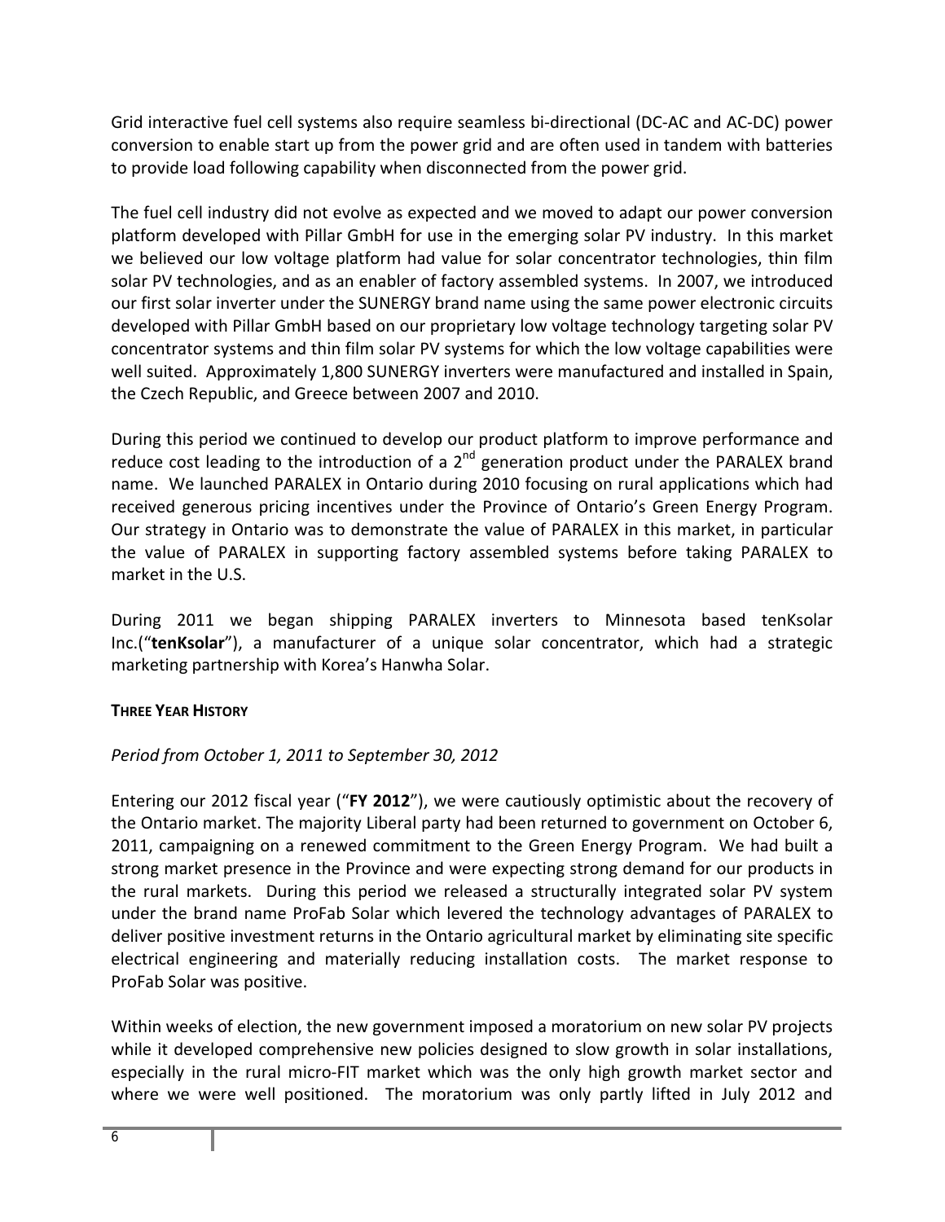Grid interactive fuel cell systems also require seamless bi-directional (DC-AC and AC-DC) power conversion to enable start up from the power grid and are often used in tandem with batteries to provide load following capability when disconnected from the power grid.

The fuel cell industry did not evolve as expected and we moved to adapt our power conversion platform developed with Pillar GmbH for use in the emerging solar PV industry. In this market we believed our low voltage platform had value for solar concentrator technologies, thin film solar PV technologies, and as an enabler of factory assembled systems. In 2007, we introduced our first solar inverter under the SUNERGY brand name using the same power electronic circuits developed with Pillar GmbH based on our proprietary low voltage technology targeting solar PV concentrator systems and thin film solar PV systems for which the low voltage capabilities were well suited. Approximately 1,800 SUNERGY inverters were manufactured and installed in Spain, the Czech Republic, and Greece between 2007 and 2010.

During this period we continued to develop our product platform to improve performance and reduce cost leading to the introduction of a 2nd generation product under the PARALEX brand name. We launched PARALEX in Ontario during 2010 focusing on rural applications which had received generous pricing incentives under the Province of Ontario's Green Energy Program. Our strategy in Ontario was to demonstrate the value of PARALEX in this market, in particular the value of PARALEX in supporting factory assembled systems before taking PARALEX to market in the U.S.

During 2011 we began shipping PARALEX inverters to Minnesota based tenKsolar Inc.("**tenKsolar**"), a manufacturer of a unique solar concentrator, which had a strategic marketing partnership with Korea's Hanwha Solar.

**THREE YEAR HISTORY**

*Period from October 1, 2011 to September 30, 2012*

Entering our 2012 fiscal year ("**FY 2012**"), we were cautiously optimistic about the recovery of the Ontario market. The majority Liberal party had been returned to government on October 6, 2011, campaigning on a renewed commitment to the Green Energy Program. We had built a strong market presence in the Province and were expecting strong demand for our products in the rural markets. During this period we released a structurally integrated solar PV system under the brand name ProFab Solar which levered the technology advantages of PARALEX to deliver positive investment returns in the Ontario agricultural market by eliminating site specific electrical engineering and materially reducing installation costs. The market response to ProFab Solar was positive.

Within weeks of election, the new government imposed a moratorium on new solar PV projects while it developed comprehensive new policies designed to slow growth in solar installations, especially in the rural micro-FIT market which was the only high growth market sector and where we were well positioned. The moratorium was only partly lifted in July 2012 and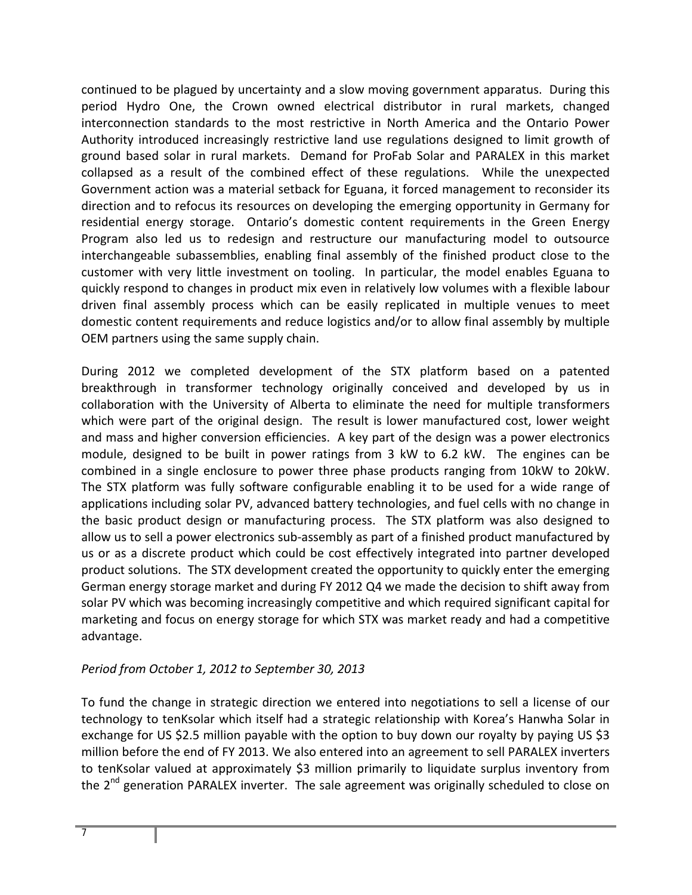continued to be plagued by uncertainty and a slow moving government apparatus. During this period Hydro One, the Crown owned electrical distributor in rural markets, changed interconnection standards to the most restrictive in North America and the Ontario Power Authority introduced increasingly restrictive land use regulations designed to limit growth of ground based solar in rural markets. Demand for ProFab Solar and PARALEX in this market collapsed as a result of the combined effect of these regulations. While the unexpected Government action was a material setback for Eguana, it forced management to reconsider its direction and to refocus its resources on developing the emerging opportunity in Germany for residential energy storage. Ontario's domestic content requirements in the Green Energy Program also led us to redesign and restructure our manufacturing model to outsource interchangeable subassemblies, enabling final assembly of the finished product close to the customer with very little investment on tooling. In particular, the model enables Eguana to quickly respond to changes in product mix even in relatively low volumes with a flexible labour driven final assembly process which can be easily replicated in multiple venues to meet domestic content requirements and reduce logistics and/or to allow final assembly by multiple OEM partners using the same supply chain.

During 2012 we completed development of the STX platform based on a patented breakthrough in transformer technology originally conceived and developed by us in collaboration with the University of Alberta to eliminate the need for multiple transformers which were part of the original design. The result is lower manufactured cost, lower weight and mass and higher conversion efficiencies. A key part of the design was a power electronics module, designed to be built in power ratings from 3 kW to 6.2 kW. The engines can be combined in a single enclosure to power three phase products ranging from 10kW to 20kW. The STX platform was fully software configurable enabling it to be used for a wide range of applications including solar PV, advanced battery technologies, and fuel cells with no change in the basic product design or manufacturing process. The STX platform was also designed to allow us to sell a power electronics sub-assembly as part of a finished product manufactured by us or as a discrete product which could be cost effectively integrated into partner developed product solutions. The STX development created the opportunity to quickly enter the emerging German energy storage market and during FY 2012 Q4 we made the decision to shift away from solar PV which was becoming increasingly competitive and which required significant capital for marketing and focus on energy storage for which STX was market ready and had a competitive advantage.

*Period from October 1, 2012 to September 30, 2013*

To fund the change in strategic direction we entered into negotiations to sell a license of our technology to tenKsolar which itself had a strategic relationship with Korea's Hanwha Solar in exchange for US $2.5 million payable with the option to buy down our royalty by paying US $3 million before the end of FY 2013. We also entered into an agreement to sell PARALEX inverters to tenKsolar valued at approximately $3 million primarily to liquidate surplus inventory from the 2nd generation PARALEX inverter. The sale agreement was originally scheduled to close on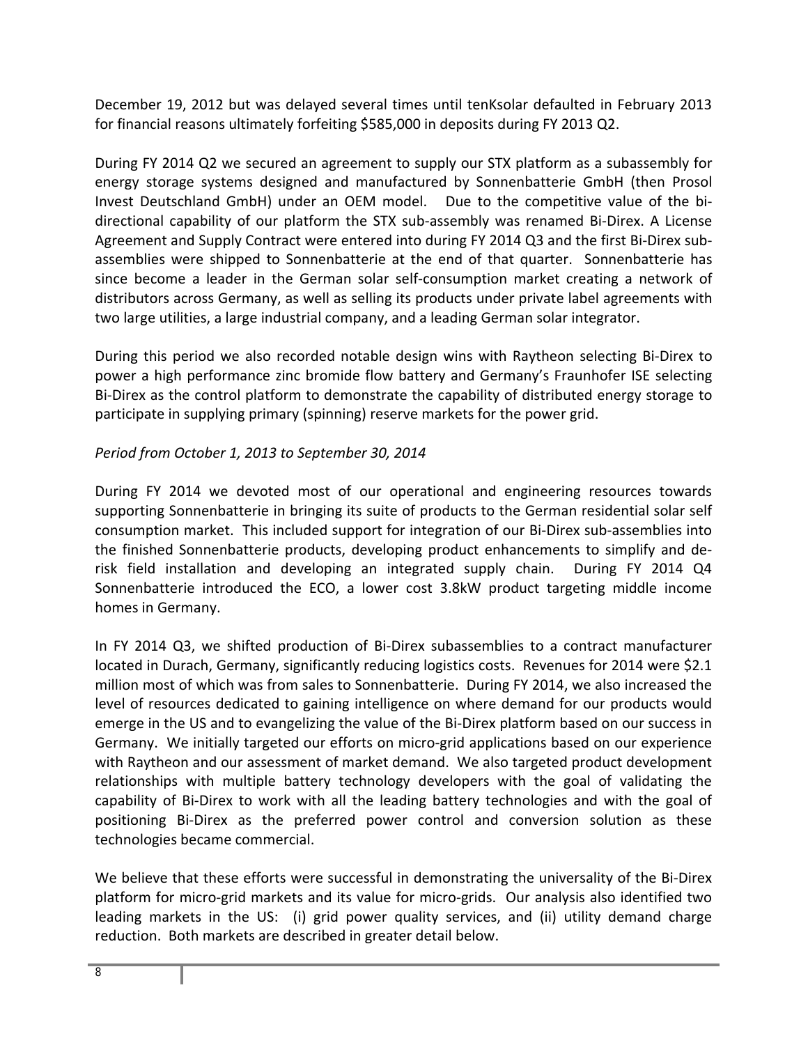December 19, 2012 but was delayed several times until tenKsolar defaulted in February 2013 for financial reasons ultimately forfeiting $585,000 in deposits during FY 2013 Q2.

During FY 2014 Q2 we secured an agreement to supply our STX platform as a subassembly for energy storage systems designed and manufactured by Sonnenbatterie GmbH (then Prosol Invest Deutschland GmbH) under an OEM model. Due to the competitive value of the bi-directional capability of our platform the STX sub-assembly was renamed Bi-Direx. A License Agreement and Supply Contract were entered into during FY 2014 Q3 and the first Bi-Direx sub-assemblies were shipped to Sonnenbatterie at the end of that quarter. Sonnenbatterie has since become a leader in the German solar self-consumption market creating a network of distributors across Germany, as well as selling its products under private label agreements with two large utilities, a large industrial company, and a leading German solar integrator.

During this period we also recorded notable design wins with Raytheon selecting Bi-Direx to power a high performance zinc bromide flow battery and Germany's Fraunhofer ISE selecting Bi-Direx as the control platform to demonstrate the capability of distributed energy storage to participate in supplying primary (spinning) reserve markets for the power grid.

*Period from October 1, 2013 to September 30, 2014*

During FY 2014 we devoted most of our operational and engineering resources towards supporting Sonnenbatterie in bringing its suite of products to the German residential solar self consumption market. This included support for integration of our Bi-Direx sub-assemblies into the finished Sonnenbatterie products, developing product enhancements to simplify and de-risk field installation and developing an integrated supply chain. During FY 2014 Q4 Sonnenbatterie introduced the ECO, a lower cost 3.8kW product targeting middle income homes in Germany.

In FY 2014 Q3, we shifted production of Bi-Direx subassemblies to a contract manufacturer located in Durach, Germany, significantly reducing logistics costs. Revenues for 2014 were $2.1 million most of which was from sales to Sonnenbatterie. During FY 2014, we also increased the level of resources dedicated to gaining intelligence on where demand for our products would emerge in the US and to evangelizing the value of the Bi-Direx platform based on our success in Germany. We initially targeted our efforts on micro-grid applications based on our experience with Raytheon and our assessment of market demand. We also targeted product development relationships with multiple battery technology developers with the goal of validating the capability of Bi-Direx to work with all the leading battery technologies and with the goal of positioning Bi-Direx as the preferred power control and conversion solution as these technologies became commercial.

We believe that these efforts were successful in demonstrating the universality of the Bi-Direx platform for micro-grid markets and its value for micro-grids. Our analysis also identified two leading markets in the US: (i) grid power quality services, and (ii) utility demand charge reduction. Both markets are described in greater detail below.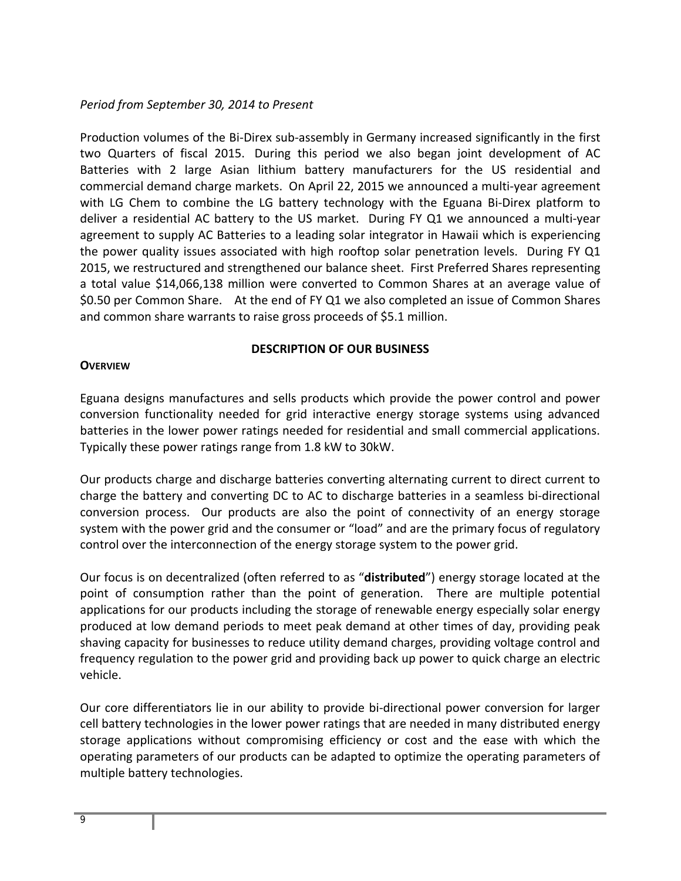*Period from September 30, 2014 to Present*

Production volumes of the Bi-Direx sub-assembly in Germany increased significantly in the first two Quarters of fiscal 2015. During this period we also began joint development of AC Batteries with 2 large Asian lithium battery manufacturers for the US residential and commercial demand charge markets. On April 22, 2015 we announced a multi-year agreement with LG Chem to combine the LG battery technology with the Eguana Bi-Direx platform to deliver a residential AC battery to the US market. During FY Q1 we announced a multi-year agreement to supply AC Batteries to a leading solar integrator in Hawaii which is experiencing the power quality issues associated with high rooftop solar penetration levels. During FY Q1 2015, we restructured and strengthened our balance sheet. First Preferred Shares representing a total value $14,066,138 million were converted to Common Shares at an average value of $0.50 per Common Share. At the end of FY Q1 we also completed an issue of Common Shares and common share warrants to raise gross proceeds of $5.1 million.

## DESCRIPTION OF OUR BUSINESS

### OVERVIEW

Eguana designs manufactures and sells products which provide the power control and power conversion functionality needed for grid interactive energy storage systems using advanced batteries in the lower power ratings needed for residential and small commercial applications. Typically these power ratings range from 1.8 kW to 30kW.

Our products charge and discharge batteries converting alternating current to direct current to charge the battery and converting DC to AC to discharge batteries in a seamless bi-directional conversion process. Our products are also the point of connectivity of an energy storage system with the power grid and the consumer or "load" and are the primary focus of regulatory control over the interconnection of the energy storage system to the power grid.

Our focus is on decentralized (often referred to as "**distributed**") energy storage located at the point of consumption rather than the point of generation. There are multiple potential applications for our products including the storage of renewable energy especially solar energy produced at low demand periods to meet peak demand at other times of day, providing peak shaving capacity for businesses to reduce utility demand charges, providing voltage control and frequency regulation to the power grid and providing back up power to quick charge an electric vehicle.

Our core differentiators lie in our ability to provide bi-directional power conversion for larger cell battery technologies in the lower power ratings that are needed in many distributed energy storage applications without compromising efficiency or cost and the ease with which the operating parameters of our products can be adapted to optimize the operating parameters of multiple battery technologies.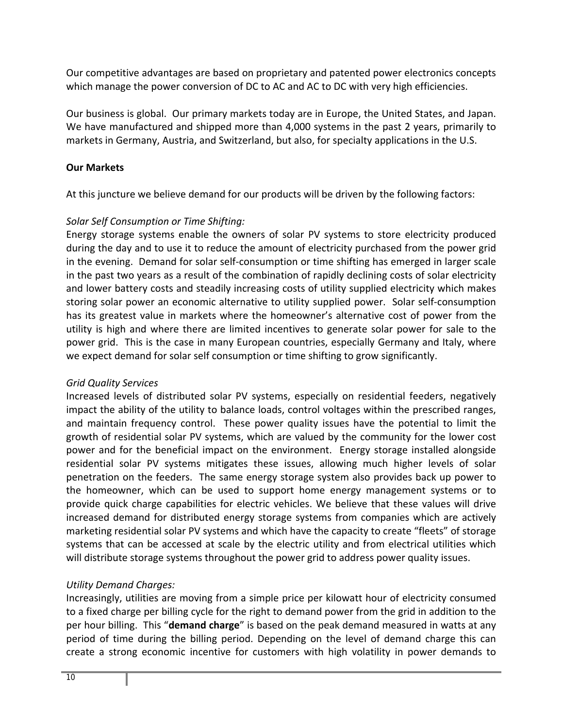Our competitive advantages are based on proprietary and patented power electronics concepts which manage the power conversion of DC to AC and AC to DC with very high efficiencies.

Our business is global. Our primary markets today are in Europe, the United States, and Japan. We have manufactured and shipped more than 4,000 systems in the past 2 years, primarily to markets in Germany, Austria, and Switzerland, but also, for specialty applications in the U.S.

**Our Markets**

At this juncture we believe demand for our products will be driven by the following factors:

*Solar Self Consumption or Time Shifting:*
Energy storage systems enable the owners of solar PV systems to store electricity produced during the day and to use it to reduce the amount of electricity purchased from the power grid in the evening. Demand for solar self-consumption or time shifting has emerged in larger scale in the past two years as a result of the combination of rapidly declining costs of solar electricity and lower battery costs and steadily increasing costs of utility supplied electricity which makes storing solar power an economic alternative to utility supplied power. Solar self-consumption has its greatest value in markets where the homeowner's alternative cost of power from the utility is high and where there are limited incentives to generate solar power for sale to the power grid. This is the case in many European countries, especially Germany and Italy, where we expect demand for solar self consumption or time shifting to grow significantly.

*Grid Quality Services*
Increased levels of distributed solar PV systems, especially on residential feeders, negatively impact the ability of the utility to balance loads, control voltages within the prescribed ranges, and maintain frequency control. These power quality issues have the potential to limit the growth of residential solar PV systems, which are valued by the community for the lower cost power and for the beneficial impact on the environment. Energy storage installed alongside residential solar PV systems mitigates these issues, allowing much higher levels of solar penetration on the feeders. The same energy storage system also provides back up power to the homeowner, which can be used to support home energy management systems or to provide quick charge capabilities for electric vehicles. We believe that these values will drive increased demand for distributed energy storage systems from companies which are actively marketing residential solar PV systems and which have the capacity to create "fleets" of storage systems that can be accessed at scale by the electric utility and from electrical utilities which will distribute storage systems throughout the power grid to address power quality issues.

*Utility Demand Charges:*
Increasingly, utilities are moving from a simple price per kilowatt hour of electricity consumed to a fixed charge per billing cycle for the right to demand power from the grid in addition to the per hour billing. This "**demand charge**" is based on the peak demand measured in watts at any period of time during the billing period. Depending on the level of demand charge this can create a strong economic incentive for customers with high volatility in power demands to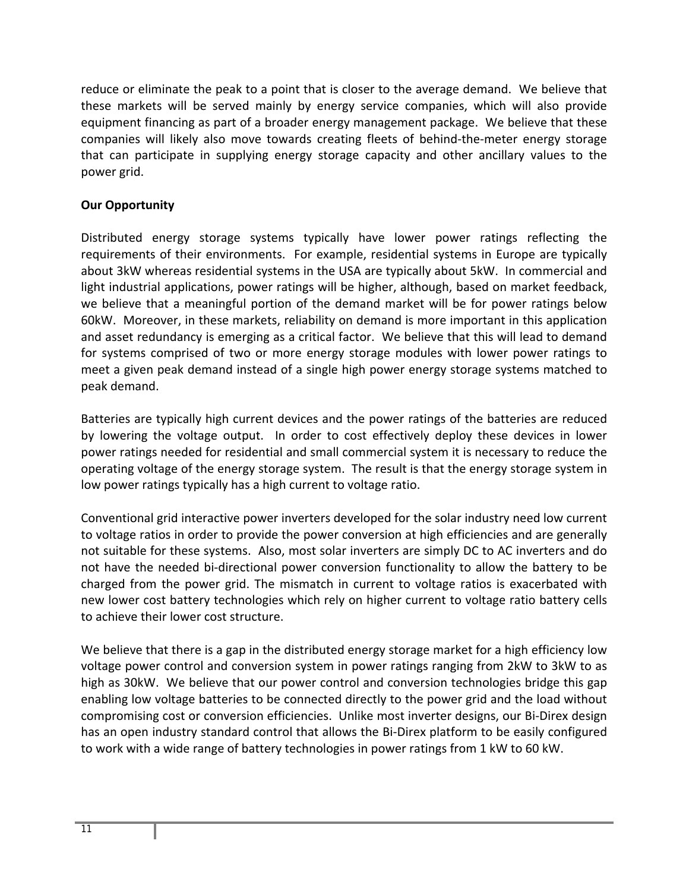reduce or eliminate the peak to a point that is closer to the average demand. We believe that these markets will be served mainly by energy service companies, which will also provide equipment financing as part of a broader energy management package. We believe that these companies will likely also move towards creating fleets of behind-the-meter energy storage that can participate in supplying energy storage capacity and other ancillary values to the power grid.

**Our Opportunity**

Distributed energy storage systems typically have lower power ratings reflecting the requirements of their environments. For example, residential systems in Europe are typically about 3kW whereas residential systems in the USA are typically about 5kW. In commercial and light industrial applications, power ratings will be higher, although, based on market feedback, we believe that a meaningful portion of the demand market will be for power ratings below 60kW. Moreover, in these markets, reliability on demand is more important in this application and asset redundancy is emerging as a critical factor. We believe that this will lead to demand for systems comprised of two or more energy storage modules with lower power ratings to meet a given peak demand instead of a single high power energy storage systems matched to peak demand.

Batteries are typically high current devices and the power ratings of the batteries are reduced by lowering the voltage output. In order to cost effectively deploy these devices in lower power ratings needed for residential and small commercial system it is necessary to reduce the operating voltage of the energy storage system. The result is that the energy storage system in low power ratings typically has a high current to voltage ratio.

Conventional grid interactive power inverters developed for the solar industry need low current to voltage ratios in order to provide the power conversion at high efficiencies and are generally not suitable for these systems. Also, most solar inverters are simply DC to AC inverters and do not have the needed bi-directional power conversion functionality to allow the battery to be charged from the power grid. The mismatch in current to voltage ratios is exacerbated with new lower cost battery technologies which rely on higher current to voltage ratio battery cells to achieve their lower cost structure.

We believe that there is a gap in the distributed energy storage market for a high efficiency low voltage power control and conversion system in power ratings ranging from 2kW to 3kW to as high as 30kW. We believe that our power control and conversion technologies bridge this gap enabling low voltage batteries to be connected directly to the power grid and the load without compromising cost or conversion efficiencies. Unlike most inverter designs, our Bi-Direx design has an open industry standard control that allows the Bi-Direx platform to be easily configured to work with a wide range of battery technologies in power ratings from 1 kW to 60 kW.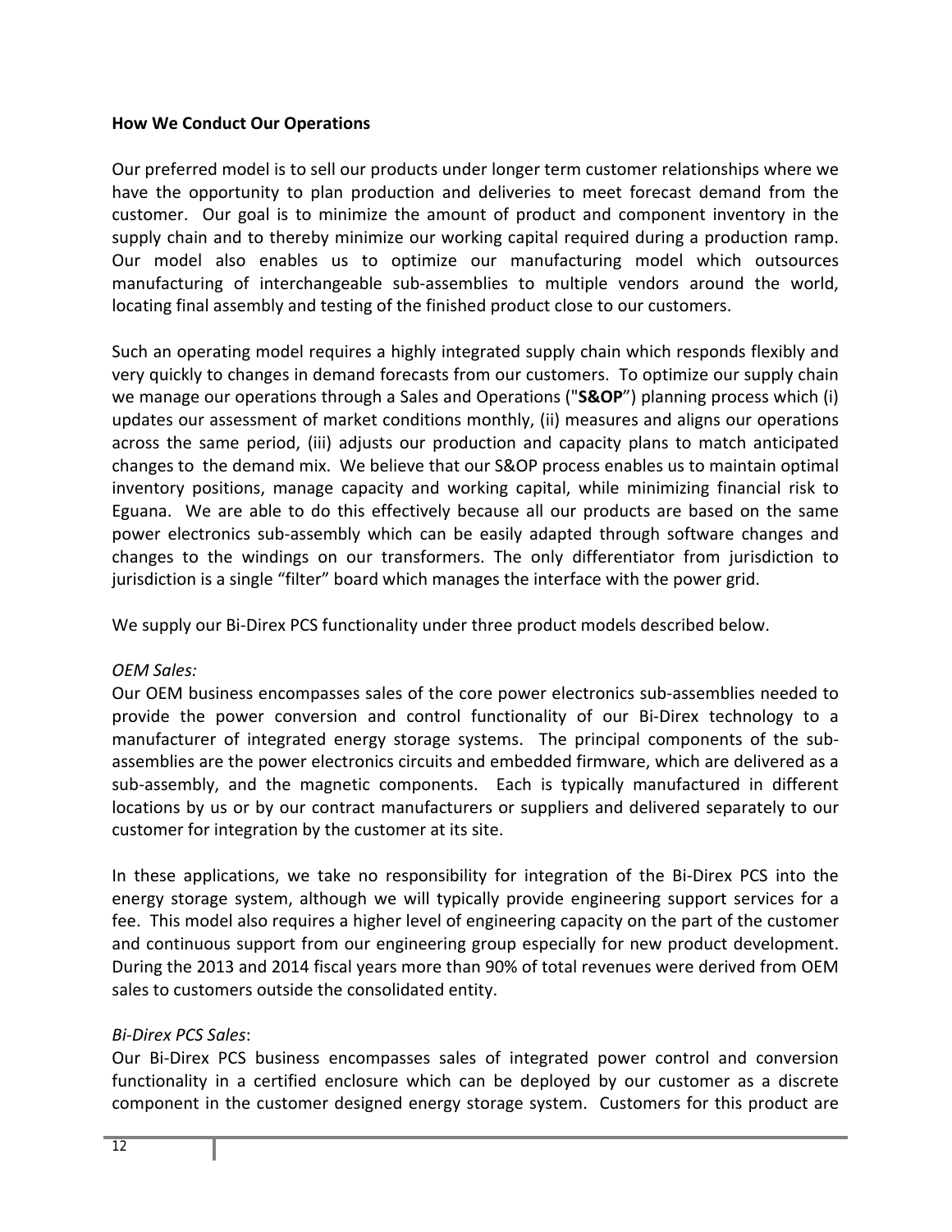**How We Conduct Our Operations**

Our preferred model is to sell our products under longer term customer relationships where we have the opportunity to plan production and deliveries to meet forecast demand from the customer. Our goal is to minimize the amount of product and component inventory in the supply chain and to thereby minimize our working capital required during a production ramp. Our model also enables us to optimize our manufacturing model which outsources manufacturing of interchangeable sub-assemblies to multiple vendors around the world, locating final assembly and testing of the finished product close to our customers.

Such an operating model requires a highly integrated supply chain which responds flexibly and very quickly to changes in demand forecasts from our customers. To optimize our supply chain we manage our operations through a Sales and Operations ("**S&OP**") planning process which (i) updates our assessment of market conditions monthly, (ii) measures and aligns our operations across the same period, (iii) adjusts our production and capacity plans to match anticipated changes to the demand mix. We believe that our S&OP process enables us to maintain optimal inventory positions, manage capacity and working capital, while minimizing financial risk to Eguana. We are able to do this effectively because all our products are based on the same power electronics sub-assembly which can be easily adapted through software changes and changes to the windings on our transformers. The only differentiator from jurisdiction to jurisdiction is a single "filter" board which manages the interface with the power grid.

We supply our Bi-Direx PCS functionality under three product models described below.

*OEM Sales:*
Our OEM business encompasses sales of the core power electronics sub-assemblies needed to provide the power conversion and control functionality of our Bi-Direx technology to a manufacturer of integrated energy storage systems. The principal components of the sub-assemblies are the power electronics circuits and embedded firmware, which are delivered as a sub-assembly, and the magnetic components. Each is typically manufactured in different locations by us or by our contract manufacturers or suppliers and delivered separately to our customer for integration by the customer at its site.

In these applications, we take no responsibility for integration of the Bi-Direx PCS into the energy storage system, although we will typically provide engineering support services for a fee. This model also requires a higher level of engineering capacity on the part of the customer and continuous support from our engineering group especially for new product development. During the 2013 and 2014 fiscal years more than 90% of total revenues were derived from OEM sales to customers outside the consolidated entity.

*Bi-Direx PCS Sales*:
Our Bi-Direx PCS business encompasses sales of integrated power control and conversion functionality in a certified enclosure which can be deployed by our customer as a discrete component in the customer designed energy storage system. Customers for this product are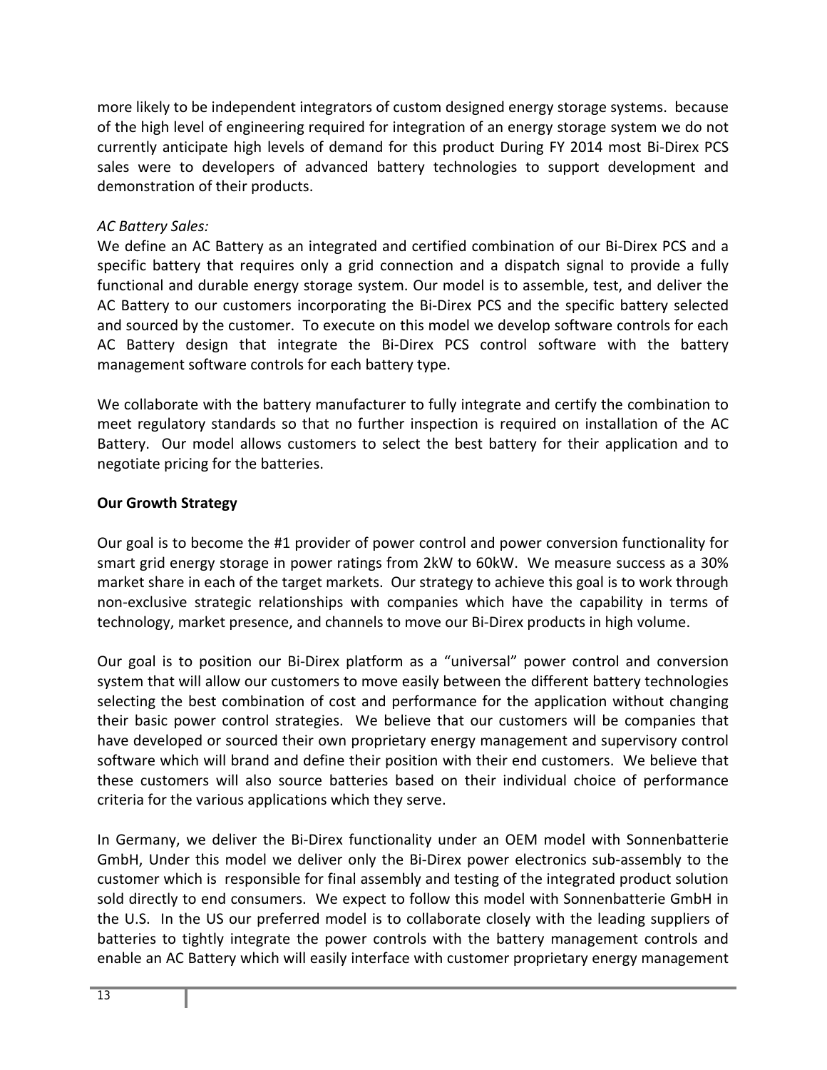more likely to be independent integrators of custom designed energy storage systems. because of the high level of engineering required for integration of an energy storage system we do not currently anticipate high levels of demand for this product During FY 2014 most Bi-Direx PCS sales were to developers of advanced battery technologies to support development and demonstration of their products.

*AC Battery Sales:*

We define an AC Battery as an integrated and certified combination of our Bi-Direx PCS and a specific battery that requires only a grid connection and a dispatch signal to provide a fully functional and durable energy storage system. Our model is to assemble, test, and deliver the AC Battery to our customers incorporating the Bi-Direx PCS and the specific battery selected and sourced by the customer. To execute on this model we develop software controls for each AC Battery design that integrate the Bi-Direx PCS control software with the battery management software controls for each battery type.

We collaborate with the battery manufacturer to fully integrate and certify the combination to meet regulatory standards so that no further inspection is required on installation of the AC Battery. Our model allows customers to select the best battery for their application and to negotiate pricing for the batteries.

**Our Growth Strategy**

Our goal is to become the #1 provider of power control and power conversion functionality for smart grid energy storage in power ratings from 2kW to 60kW. We measure success as a 30% market share in each of the target markets. Our strategy to achieve this goal is to work through non-exclusive strategic relationships with companies which have the capability in terms of technology, market presence, and channels to move our Bi-Direx products in high volume.

Our goal is to position our Bi-Direx platform as a "universal" power control and conversion system that will allow our customers to move easily between the different battery technologies selecting the best combination of cost and performance for the application without changing their basic power control strategies. We believe that our customers will be companies that have developed or sourced their own proprietary energy management and supervisory control software which will brand and define their position with their end customers. We believe that these customers will also source batteries based on their individual choice of performance criteria for the various applications which they serve.

In Germany, we deliver the Bi-Direx functionality under an OEM model with Sonnenbatterie GmbH, Under this model we deliver only the Bi-Direx power electronics sub-assembly to the customer which is responsible for final assembly and testing of the integrated product solution sold directly to end consumers. We expect to follow this model with Sonnenbatterie GmbH in the U.S. In the US our preferred model is to collaborate closely with the leading suppliers of batteries to tightly integrate the power controls with the battery management controls and enable an AC Battery which will easily interface with customer proprietary energy management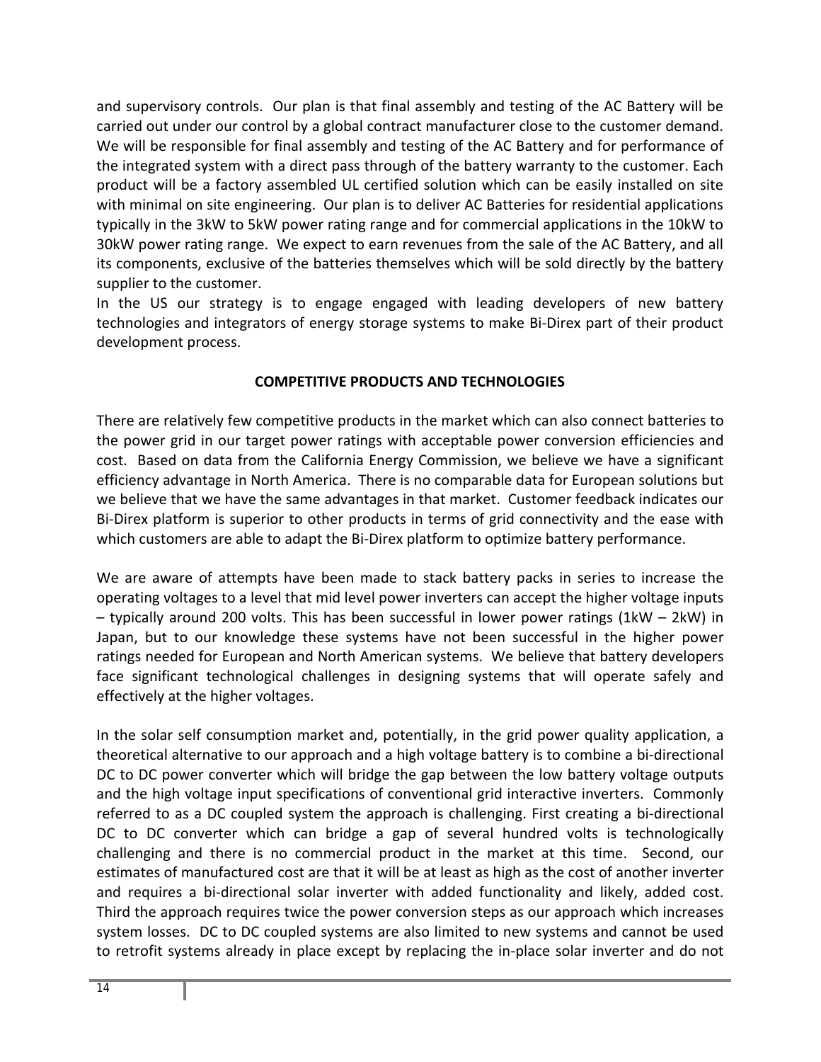and supervisory controls. Our plan is that final assembly and testing of the AC Battery will be carried out under our control by a global contract manufacturer close to the customer demand. We will be responsible for final assembly and testing of the AC Battery and for performance of the integrated system with a direct pass through of the battery warranty to the customer. Each product will be a factory assembled UL certified solution which can be easily installed on site with minimal on site engineering. Our plan is to deliver AC Batteries for residential applications typically in the 3kW to 5kW power rating range and for commercial applications in the 10kW to 30kW power rating range. We expect to earn revenues from the sale of the AC Battery, and all its components, exclusive of the batteries themselves which will be sold directly by the battery supplier to the customer.

In the US our strategy is to engage engaged with leading developers of new battery technologies and integrators of energy storage systems to make Bi-Direx part of their product development process.

## COMPETITIVE PRODUCTS AND TECHNOLOGIES

There are relatively few competitive products in the market which can also connect batteries to the power grid in our target power ratings with acceptable power conversion efficiencies and cost. Based on data from the California Energy Commission, we believe we have a significant efficiency advantage in North America. There is no comparable data for European solutions but we believe that we have the same advantages in that market. Customer feedback indicates our Bi-Direx platform is superior to other products in terms of grid connectivity and the ease with which customers are able to adapt the Bi-Direx platform to optimize battery performance.

We are aware of attempts have been made to stack battery packs in series to increase the operating voltages to a level that mid level power inverters can accept the higher voltage inputs – typically around 200 volts. This has been successful in lower power ratings (1kW – 2kW) in Japan, but to our knowledge these systems have not been successful in the higher power ratings needed for European and North American systems. We believe that battery developers face significant technological challenges in designing systems that will operate safely and effectively at the higher voltages.

In the solar self consumption market and, potentially, in the grid power quality application, a theoretical alternative to our approach and a high voltage battery is to combine a bi-directional DC to DC power converter which will bridge the gap between the low battery voltage outputs and the high voltage input specifications of conventional grid interactive inverters. Commonly referred to as a DC coupled system the approach is challenging. First creating a bi-directional DC to DC converter which can bridge a gap of several hundred volts is technologically challenging and there is no commercial product in the market at this time. Second, our estimates of manufactured cost are that it will be at least as high as the cost of another inverter and requires a bi-directional solar inverter with added functionality and likely, added cost. Third the approach requires twice the power conversion steps as our approach which increases system losses. DC to DC coupled systems are also limited to new systems and cannot be used to retrofit systems already in place except by replacing the in-place solar inverter and do not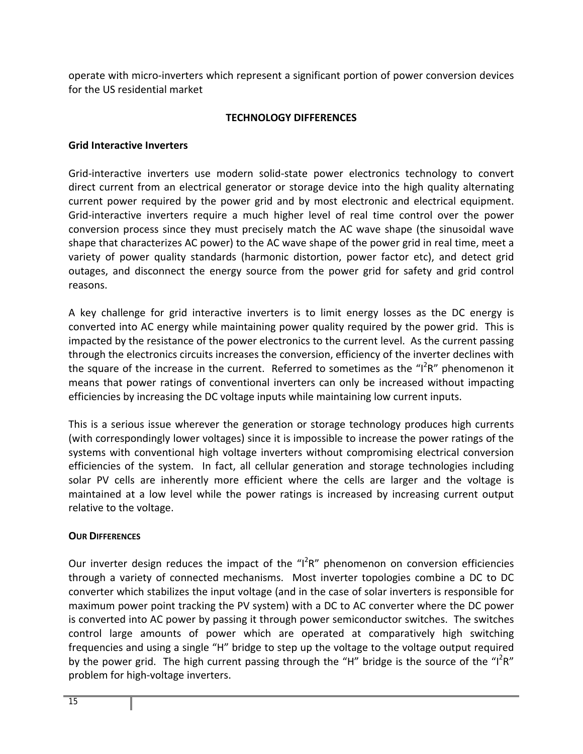operate with micro-inverters which represent a significant portion of power conversion devices for the US residential market

## TECHNOLOGY DIFFERENCES

### Grid Interactive Inverters

Grid-interactive inverters use modern solid-state power electronics technology to convert direct current from an electrical generator or storage device into the high quality alternating current power required by the power grid and by most electronic and electrical equipment. Grid-interactive inverters require a much higher level of real time control over the power conversion process since they must precisely match the AC wave shape (the sinusoidal wave shape that characterizes AC power) to the AC wave shape of the power grid in real time, meet a variety of power quality standards (harmonic distortion, power factor etc), and detect grid outages, and disconnect the energy source from the power grid for safety and grid control reasons.

A key challenge for grid interactive inverters is to limit energy losses as the DC energy is converted into AC energy while maintaining power quality required by the power grid. This is impacted by the resistance of the power electronics to the current level. As the current passing through the electronics circuits increases the conversion, efficiency of the inverter declines with the square of the increase in the current. Referred to sometimes as the "$I^2R$" phenomenon it means that power ratings of conventional inverters can only be increased without impacting efficiencies by increasing the DC voltage inputs while maintaining low current inputs.

This is a serious issue wherever the generation or storage technology produces high currents (with correspondingly lower voltages) since it is impossible to increase the power ratings of the systems with conventional high voltage inverters without compromising electrical conversion efficiencies of the system. In fact, all cellular generation and storage technologies including solar PV cells are inherently more efficient where the cells are larger and the voltage is maintained at a low level while the power ratings is increased by increasing current output relative to the voltage.

#### OUR DIFFERENCES

Our inverter design reduces the impact of the "$I^2R$" phenomenon on conversion efficiencies through a variety of connected mechanisms. Most inverter topologies combine a DC to DC converter which stabilizes the input voltage (and in the case of solar inverters is responsible for maximum power point tracking the PV system) with a DC to AC converter where the DC power is converted into AC power by passing it through power semiconductor switches. The switches control large amounts of power which are operated at comparatively high switching frequencies and using a single "H" bridge to step up the voltage to the voltage output required by the power grid. The high current passing through the "H" bridge is the source of the "$I^2R$" problem for high-voltage inverters.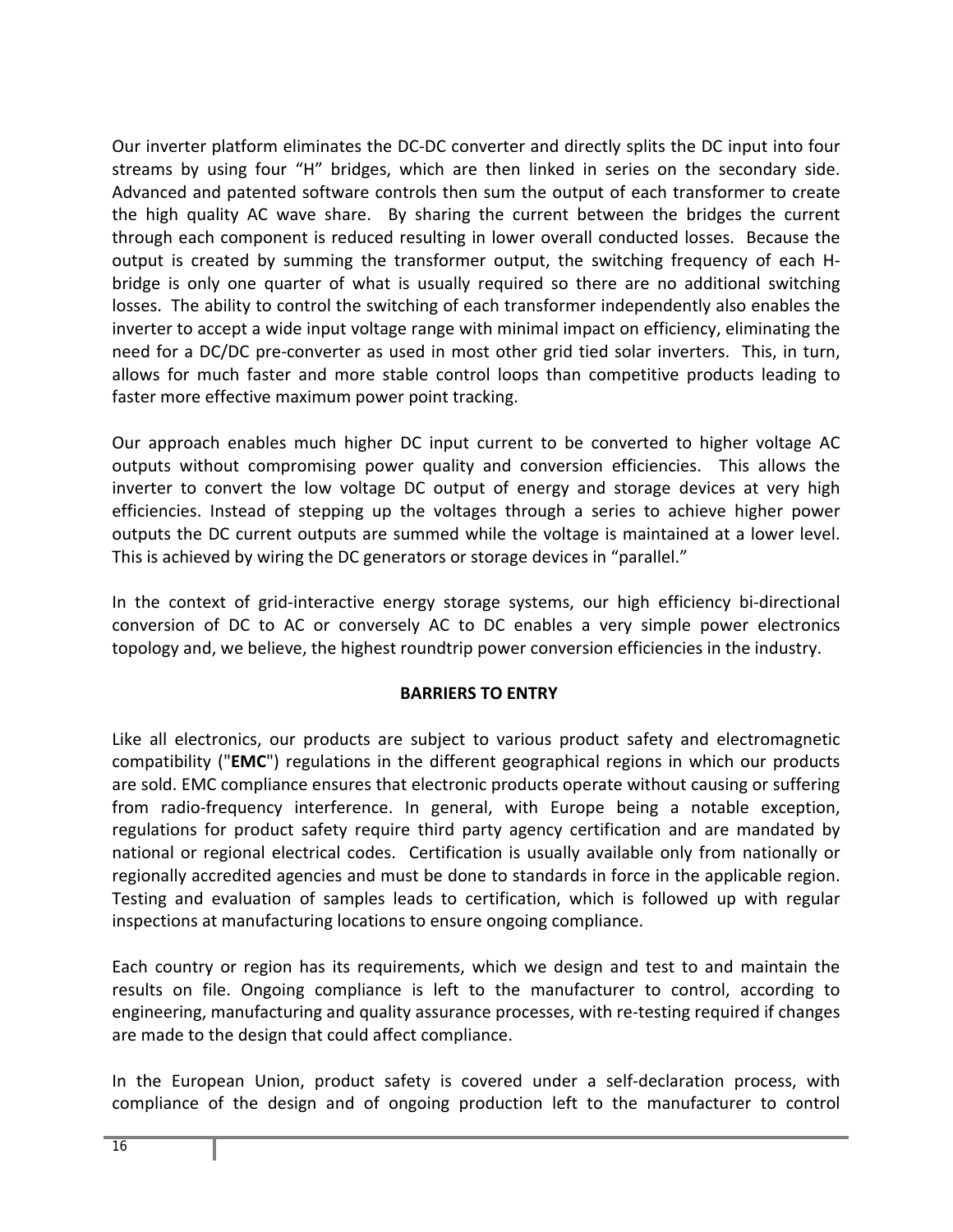Our inverter platform eliminates the DC-DC converter and directly splits the DC input into four streams by using four “H” bridges, which are then linked in series on the secondary side. Advanced and patented software controls then sum the output of each transformer to create the high quality AC wave share. By sharing the current between the bridges the current through each component is reduced resulting in lower overall conducted losses. Because the output is created by summing the transformer output, the switching frequency of each H-bridge is only one quarter of what is usually required so there are no additional switching losses. The ability to control the switching of each transformer independently also enables the inverter to accept a wide input voltage range with minimal impact on efficiency, eliminating the need for a DC/DC pre-converter as used in most other grid tied solar inverters. This, in turn, allows for much faster and more stable control loops than competitive products leading to faster more effective maximum power point tracking.

Our approach enables much higher DC input current to be converted to higher voltage AC outputs without compromising power quality and conversion efficiencies. This allows the inverter to convert the low voltage DC output of energy and storage devices at very high efficiencies. Instead of stepping up the voltages through a series to achieve higher power outputs the DC current outputs are summed while the voltage is maintained at a lower level. This is achieved by wiring the DC generators or storage devices in “parallel.”

In the context of grid-interactive energy storage systems, our high efficiency bi-directional conversion of DC to AC or conversely AC to DC enables a very simple power electronics topology and, we believe, the highest roundtrip power conversion efficiencies in the industry.

## BARRIERS TO ENTRY

Like all electronics, our products are subject to various product safety and electromagnetic compatibility ("**EMC**") regulations in the different geographical regions in which our products are sold. EMC compliance ensures that electronic products operate without causing or suffering from radio-frequency interference. In general, with Europe being a notable exception, regulations for product safety require third party agency certification and are mandated by national or regional electrical codes. Certification is usually available only from nationally or regionally accredited agencies and must be done to standards in force in the applicable region. Testing and evaluation of samples leads to certification, which is followed up with regular inspections at manufacturing locations to ensure ongoing compliance.

Each country or region has its requirements, which we design and test to and maintain the results on file. Ongoing compliance is left to the manufacturer to control, according to engineering, manufacturing and quality assurance processes, with re-testing required if changes are made to the design that could affect compliance.

In the European Union, product safety is covered under a self-declaration process, with compliance of the design and of ongoing production left to the manufacturer to control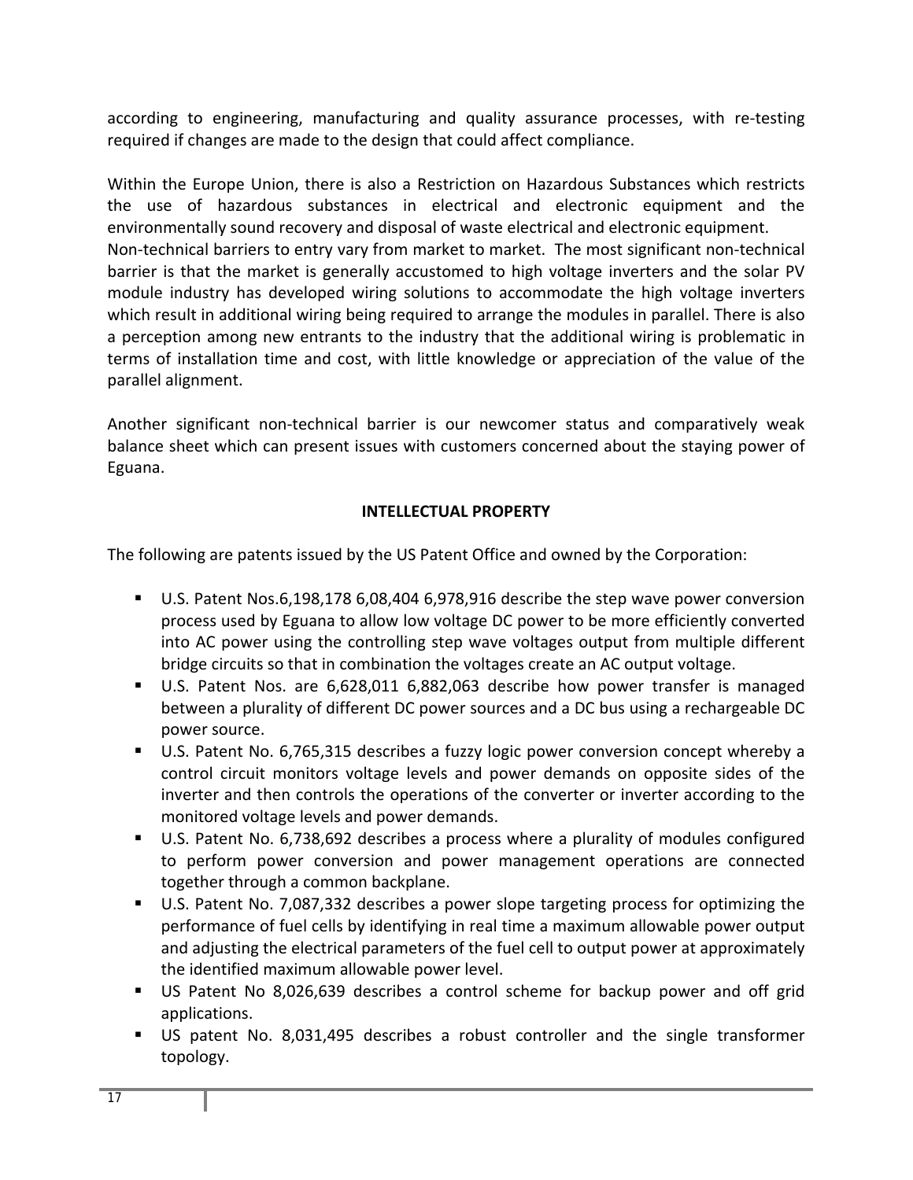according to engineering, manufacturing and quality assurance processes, with re-testing required if changes are made to the design that could affect compliance.

Within the Europe Union, there is also a Restriction on Hazardous Substances which restricts the use of hazardous substances in electrical and electronic equipment and the environmentally sound recovery and disposal of waste electrical and electronic equipment.
Non-technical barriers to entry vary from market to market. The most significant non-technical barrier is that the market is generally accustomed to high voltage inverters and the solar PV module industry has developed wiring solutions to accommodate the high voltage inverters which result in additional wiring being required to arrange the modules in parallel. There is also a perception among new entrants to the industry that the additional wiring is problematic in terms of installation time and cost, with little knowledge or appreciation of the value of the parallel alignment.

Another significant non-technical barrier is our newcomer status and comparatively weak balance sheet which can present issues with customers concerned about the staying power of Eguana.

**INTELLECTUAL PROPERTY**

The following are patents issued by the US Patent Office and owned by the Corporation:

- U.S. Patent Nos.6,198,178 6,08,404 6,978,916 describe the step wave power conversion process used by Eguana to allow low voltage DC power to be more efficiently converted into AC power using the controlling step wave voltages output from multiple different bridge circuits so that in combination the voltages create an AC output voltage.
- U.S. Patent Nos. are 6,628,011 6,882,063 describe how power transfer is managed between a plurality of different DC power sources and a DC bus using a rechargeable DC power source.
- U.S. Patent No. 6,765,315 describes a fuzzy logic power conversion concept whereby a control circuit monitors voltage levels and power demands on opposite sides of the inverter and then controls the operations of the converter or inverter according to the monitored voltage levels and power demands.
- U.S. Patent No. 6,738,692 describes a process where a plurality of modules configured to perform power conversion and power management operations are connected together through a common backplane.
- U.S. Patent No. 7,087,332 describes a power slope targeting process for optimizing the performance of fuel cells by identifying in real time a maximum allowable power output and adjusting the electrical parameters of the fuel cell to output power at approximately the identified maximum allowable power level.
- US Patent No 8,026,639 describes a control scheme for backup power and off grid applications.
- US patent No. 8,031,495 describes a robust controller and the single transformer topology.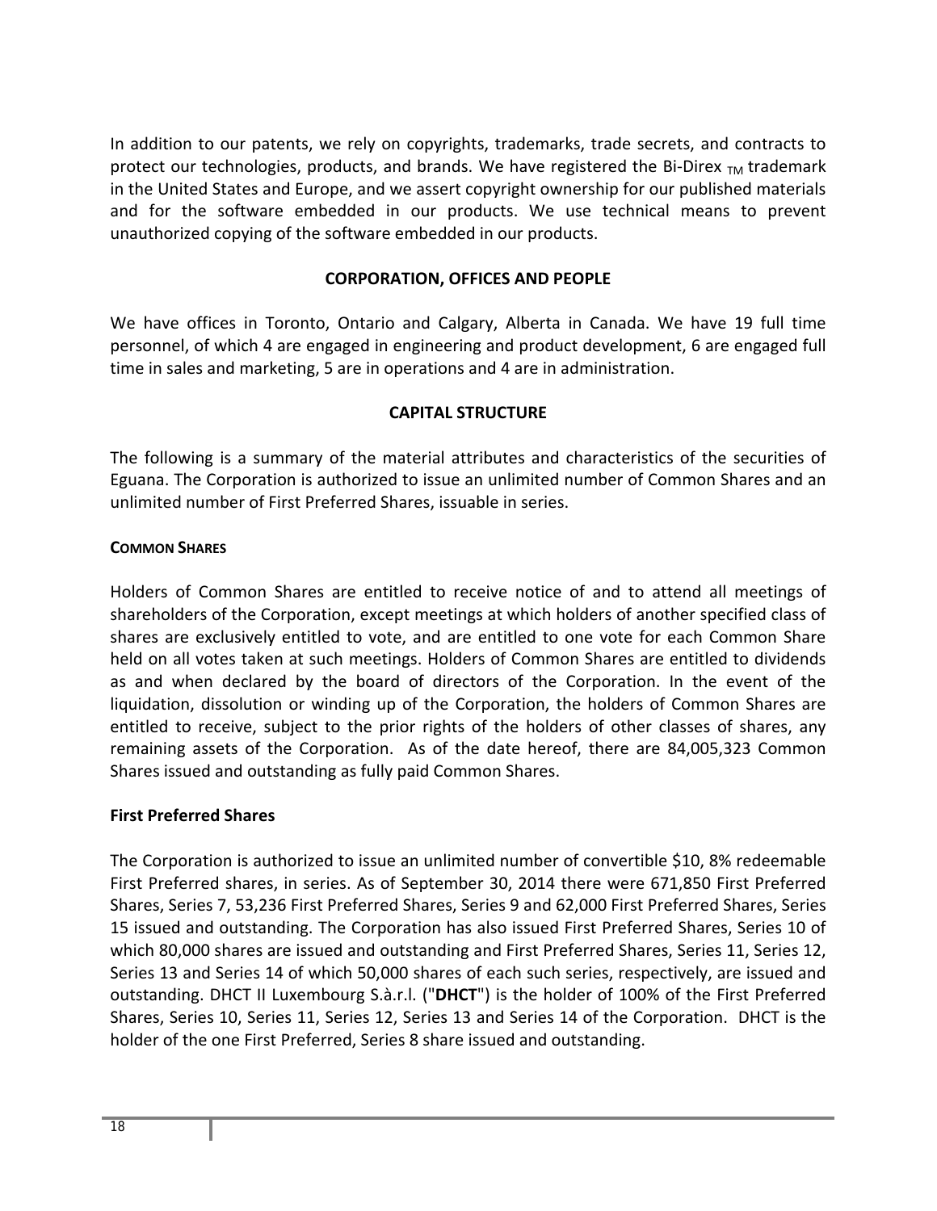In addition to our patents, we rely on copyrights, trademarks, trade secrets, and contracts to protect our technologies, products, and brands. We have registered the Bi-Direx $_{TM}$ trademark in the United States and Europe, and we assert copyright ownership for our published materials and for the software embedded in our products. We use technical means to prevent unauthorized copying of the software embedded in our products.

## CORPORATION, OFFICES AND PEOPLE

We have offices in Toronto, Ontario and Calgary, Alberta in Canada. We have 19 full time personnel, of which 4 are engaged in engineering and product development, 6 are engaged full time in sales and marketing, 5 are in operations and 4 are in administration.

## CAPITAL STRUCTURE

The following is a summary of the material attributes and characteristics of the securities of Eguana. The Corporation is authorized to issue an unlimited number of Common Shares and an unlimited number of First Preferred Shares, issuable in series.

### COMMON SHARES

Holders of Common Shares are entitled to receive notice of and to attend all meetings of shareholders of the Corporation, except meetings at which holders of another specified class of shares are exclusively entitled to vote, and are entitled to one vote for each Common Share held on all votes taken at such meetings. Holders of Common Shares are entitled to dividends as and when declared by the board of directors of the Corporation. In the event of the liquidation, dissolution or winding up of the Corporation, the holders of Common Shares are entitled to receive, subject to the prior rights of the holders of other classes of shares, any remaining assets of the Corporation. As of the date hereof, there are 84,005,323 Common Shares issued and outstanding as fully paid Common Shares.

### First Preferred Shares

The Corporation is authorized to issue an unlimited number of convertible $10, 8% redeemable First Preferred shares, in series. As of September 30, 2014 there were 671,850 First Preferred Shares, Series 7, 53,236 First Preferred Shares, Series 9 and 62,000 First Preferred Shares, Series 15 issued and outstanding. The Corporation has also issued First Preferred Shares, Series 10 of which 80,000 shares are issued and outstanding and First Preferred Shares, Series 11, Series 12, Series 13 and Series 14 of which 50,000 shares of each such series, respectively, are issued and outstanding. DHCT II Luxembourg S.à.r.l. ("**DHCT**") is the holder of 100% of the First Preferred Shares, Series 10, Series 11, Series 12, Series 13 and Series 14 of the Corporation. DHCT is the holder of the one First Preferred, Series 8 share issued and outstanding.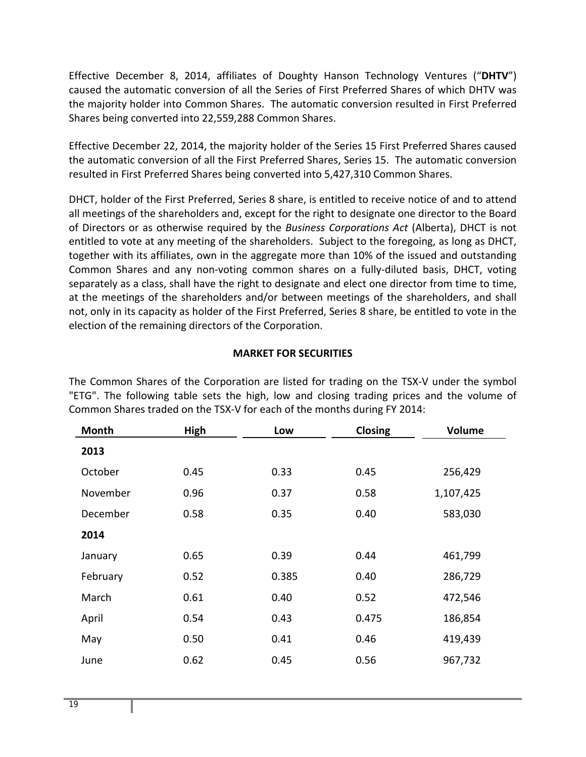Effective December 8, 2014, affiliates of Doughty Hanson Technology Ventures ("**DHTV**") caused the automatic conversion of all the Series of First Preferred Shares of which DHTV was the majority holder into Common Shares. The automatic conversion resulted in First Preferred Shares being converted into 22,559,288 Common Shares.

Effective December 22, 2014, the majority holder of the Series 15 First Preferred Shares caused the automatic conversion of all the First Preferred Shares, Series 15. The automatic conversion resulted in First Preferred Shares being converted into 5,427,310 Common Shares.

DHCT, holder of the First Preferred, Series 8 share, is entitled to receive notice of and to attend all meetings of the shareholders and, except for the right to designate one director to the Board of Directors or as otherwise required by the *Business Corporations Act* (Alberta), DHCT is not entitled to vote at any meeting of the shareholders. Subject to the foregoing, as long as DHCT, together with its affiliates, own in the aggregate more than 10% of the issued and outstanding Common Shares and any non-voting common shares on a fully-diluted basis, DHCT, voting separately as a class, shall have the right to designate and elect one director from time to time, at the meetings of the shareholders and/or between meetings of the shareholders, and shall not, only in its capacity as holder of the First Preferred, Series 8 share, be entitled to vote in the election of the remaining directors of the Corporation.

## MARKET FOR SECURITIES

The Common Shares of the Corporation are listed for trading on the TSX-V under the symbol "ETG". The following table sets the high, low and closing trading prices and the volume of Common Shares traded on the TSX-V for each of the months during FY 2014:

| Month | High | Low | Closing | Volume |
|---|---|---|---|---|
| **2013** | | | | |
| October | 0.45 | 0.33 | 0.45 | 256,429 |
| November | 0.96 | 0.37 | 0.58 | 1,107,425 |
| December | 0.58 | 0.35 | 0.40 | 583,030 |
| **2014** | | | | |
| January | 0.65 | 0.39 | 0.44 | 461,799 |
| February | 0.52 | 0.385 | 0.40 | 286,729 |
| March | 0.61 | 0.40 | 0.52 | 472,546 |
| April | 0.54 | 0.43 | 0.475 | 186,854 |
| May | 0.50 | 0.41 | 0.46 | 419,439 |
| June | 0.62 | 0.45 | 0.56 | 967,732 |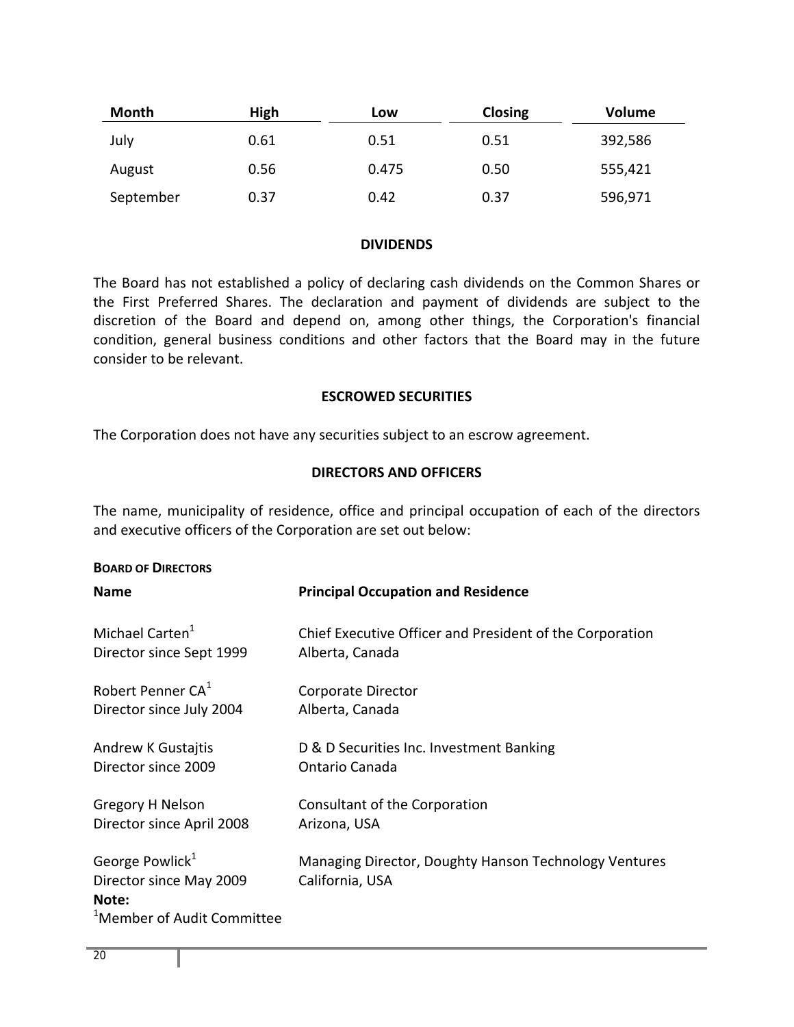| Month | High | Low | Closing | Volume |
|---|---|---|---|---|
| July | 0.61 | 0.51 | 0.51 | 392,586 |
| August | 0.56 | 0.475 | 0.50 | 555,421 |
| September | 0.37 | 0.42 | 0.37 | 596,971 |

## DIVIDENDS

The Board has not established a policy of declaring cash dividends on the Common Shares or the First Preferred Shares. The declaration and payment of dividends are subject to the discretion of the Board and depend on, among other things, the Corporation's financial condition, general business conditions and other factors that the Board may in the future consider to be relevant.

## ESCROWED SECURITIES

The Corporation does not have any securities subject to an escrow agreement.

## DIRECTORS AND OFFICERS

The name, municipality of residence, office and principal occupation of each of the directors and executive officers of the Corporation are set out below:

**BOARD OF DIRECTORS**

| Name | Principal Occupation and Residence |
|---|---|
| Michael Carten[1]<br>Director since Sept 1999 | Chief Executive Officer and President of the Corporation<br>Alberta, Canada |
| Robert Penner CA[1]<br>Director since July 2004 | Corporate Director<br>Alberta, Canada |
| Andrew K Gustajtis<br>Director since 2009 | D & D Securities Inc. Investment Banking<br>Ontario Canada |
| Gregory H Nelson<br>Director since April 2008 | Consultant of the Corporation<br>Arizona, USA |
| George Powlick[1]<br>Director since May 2009 | Managing Director, Doughty Hanson Technology Ventures<br>California, USA |

**Note:**
[1]Member of Audit Committee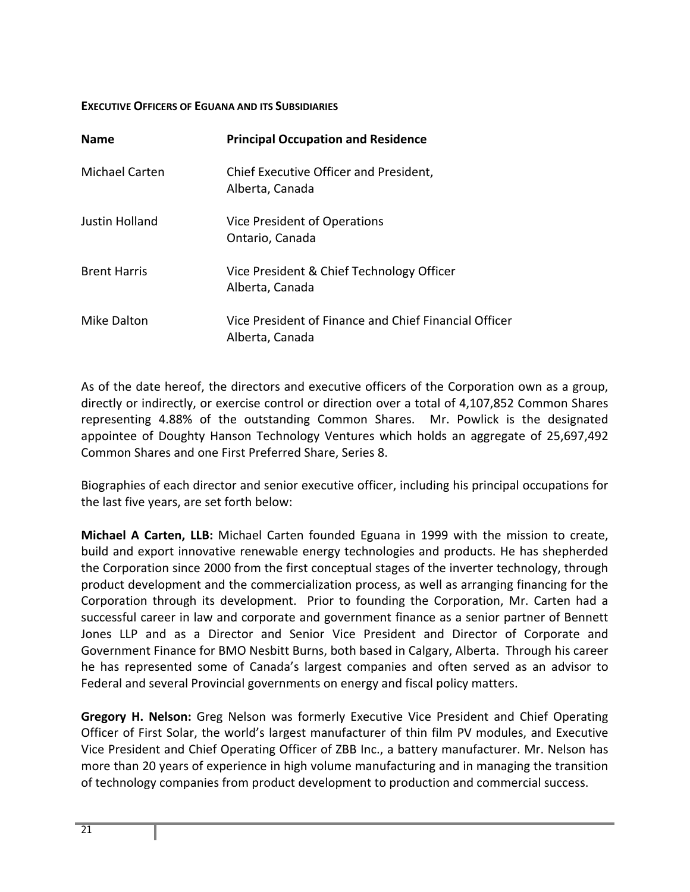**EXECUTIVE OFFICERS OF EGUANA AND ITS SUBSIDIARIES**

| Name | Principal Occupation and Residence |
|---|---|
| Michael Carten | Chief Executive Officer and President, Alberta, Canada |
| Justin Holland | Vice President of Operations Ontario, Canada |
| Brent Harris | Vice President & Chief Technology Officer Alberta, Canada |
| Mike Dalton | Vice President of Finance and Chief Financial Officer Alberta, Canada |

As of the date hereof, the directors and executive officers of the Corporation own as a group, directly or indirectly, or exercise control or direction over a total of 4,107,852 Common Shares representing 4.88% of the outstanding Common Shares. Mr. Powlick is the designated appointee of Doughty Hanson Technology Ventures which holds an aggregate of 25,697,492 Common Shares and one First Preferred Share, Series 8.

Biographies of each director and senior executive officer, including his principal occupations for the last five years, are set forth below:

**Michael A Carten, LLB:** Michael Carten founded Eguana in 1999 with the mission to create, build and export innovative renewable energy technologies and products. He has shepherded the Corporation since 2000 from the first conceptual stages of the inverter technology, through product development and the commercialization process, as well as arranging financing for the Corporation through its development. Prior to founding the Corporation, Mr. Carten had a successful career in law and corporate and government finance as a senior partner of Bennett Jones LLP and as a Director and Senior Vice President and Director of Corporate and Government Finance for BMO Nesbitt Burns, both based in Calgary, Alberta. Through his career he has represented some of Canada's largest companies and often served as an advisor to Federal and several Provincial governments on energy and fiscal policy matters.

**Gregory H. Nelson:** Greg Nelson was formerly Executive Vice President and Chief Operating Officer of First Solar, the world's largest manufacturer of thin film PV modules, and Executive Vice President and Chief Operating Officer of ZBB Inc., a battery manufacturer. Mr. Nelson has more than 20 years of experience in high volume manufacturing and in managing the transition of technology companies from product development to production and commercial success.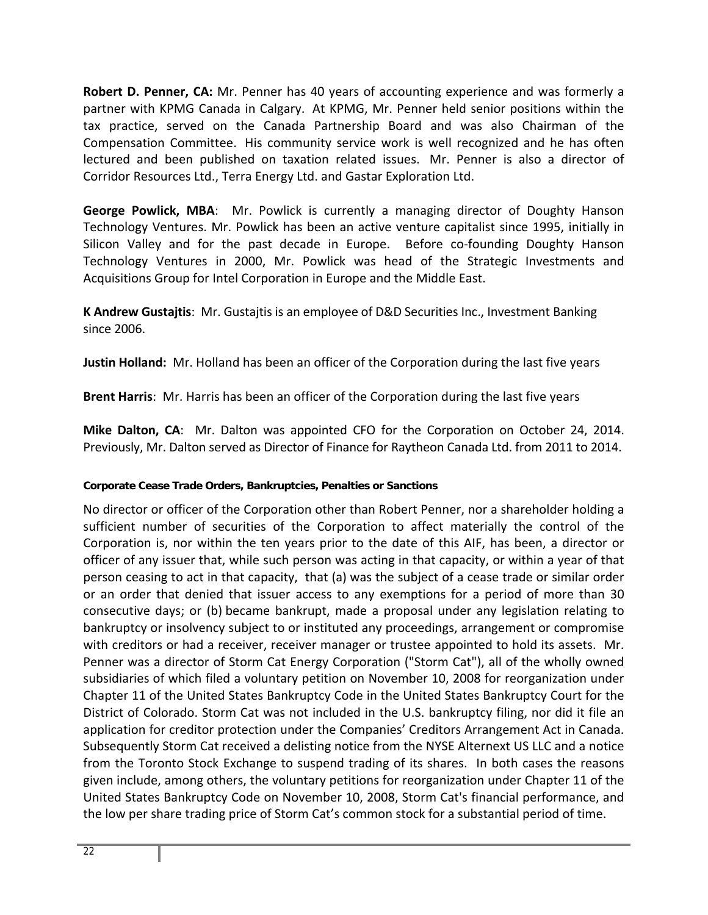**Robert D. Penner, CA:** Mr. Penner has 40 years of accounting experience and was formerly a partner with KPMG Canada in Calgary. At KPMG, Mr. Penner held senior positions within the tax practice, served on the Canada Partnership Board and was also Chairman of the Compensation Committee. His community service work is well recognized and he has often lectured and been published on taxation related issues. Mr. Penner is also a director of Corridor Resources Ltd., Terra Energy Ltd. and Gastar Exploration Ltd.

**George Powlick, MBA**: Mr. Powlick is currently a managing director of Doughty Hanson Technology Ventures. Mr. Powlick has been an active venture capitalist since 1995, initially in Silicon Valley and for the past decade in Europe. Before co-founding Doughty Hanson Technology Ventures in 2000, Mr. Powlick was head of the Strategic Investments and Acquisitions Group for Intel Corporation in Europe and the Middle East.

**K Andrew Gustajtis**: Mr. Gustajtis is an employee of D&D Securities Inc., Investment Banking since 2006.

**Justin Holland:** Mr. Holland has been an officer of the Corporation during the last five years

**Brent Harris**: Mr. Harris has been an officer of the Corporation during the last five years

**Mike Dalton, CA**: Mr. Dalton was appointed CFO for the Corporation on October 24, 2014. Previously, Mr. Dalton served as Director of Finance for Raytheon Canada Ltd. from 2011 to 2014.

#### Corporate Cease Trade Orders, Bankruptcies, Penalties or Sanctions

No director or officer of the Corporation other than Robert Penner, nor a shareholder holding a sufficient number of securities of the Corporation to affect materially the control of the Corporation is, nor within the ten years prior to the date of this AIF, has been, a director or officer of any issuer that, while such person was acting in that capacity, or within a year of that person ceasing to act in that capacity, that (a) was the subject of a cease trade or similar order or an order that denied that issuer access to any exemptions for a period of more than 30 consecutive days; or (b) became bankrupt, made a proposal under any legislation relating to bankruptcy or insolvency subject to or instituted any proceedings, arrangement or compromise with creditors or had a receiver, receiver manager or trustee appointed to hold its assets. Mr. Penner was a director of Storm Cat Energy Corporation ("Storm Cat"), all of the wholly owned subsidiaries of which filed a voluntary petition on November 10, 2008 for reorganization under Chapter 11 of the United States Bankruptcy Code in the United States Bankruptcy Court for the District of Colorado. Storm Cat was not included in the U.S. bankruptcy filing, nor did it file an application for creditor protection under the Companies' Creditors Arrangement Act in Canada. Subsequently Storm Cat received a delisting notice from the NYSE Alternext US LLC and a notice from the Toronto Stock Exchange to suspend trading of its shares. In both cases the reasons given include, among others, the voluntary petitions for reorganization under Chapter 11 of the United States Bankruptcy Code on November 10, 2008, Storm Cat's financial performance, and the low per share trading price of Storm Cat's common stock for a substantial period of time.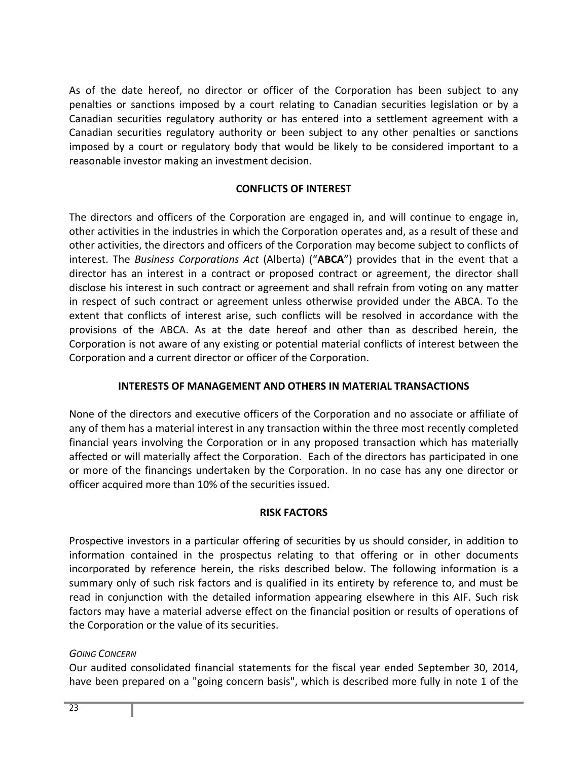As of the date hereof, no director or officer of the Corporation has been subject to any penalties or sanctions imposed by a court relating to Canadian securities legislation or by a Canadian securities regulatory authority or has entered into a settlement agreement with a Canadian securities regulatory authority or been subject to any other penalties or sanctions imposed by a court or regulatory body that would be likely to be considered important to a reasonable investor making an investment decision.

## CONFLICTS OF INTEREST

The directors and officers of the Corporation are engaged in, and will continue to engage in, other activities in the industries in which the Corporation operates and, as a result of these and other activities, the directors and officers of the Corporation may become subject to conflicts of interest. The *Business Corporations Act* (Alberta) ("**ABCA**") provides that in the event that a director has an interest in a contract or proposed contract or agreement, the director shall disclose his interest in such contract or agreement and shall refrain from voting on any matter in respect of such contract or agreement unless otherwise provided under the ABCA. To the extent that conflicts of interest arise, such conflicts will be resolved in accordance with the provisions of the ABCA. As at the date hereof and other than as described herein, the Corporation is not aware of any existing or potential material conflicts of interest between the Corporation and a current director or officer of the Corporation.

## INTERESTS OF MANAGEMENT AND OTHERS IN MATERIAL TRANSACTIONS

None of the directors and executive officers of the Corporation and no associate or affiliate of any of them has a material interest in any transaction within the three most recently completed financial years involving the Corporation or in any proposed transaction which has materially affected or will materially affect the Corporation. Each of the directors has participated in one or more of the financings undertaken by the Corporation. In no case has any one director or officer acquired more than 10% of the securities issued.

## RISK FACTORS

Prospective investors in a particular offering of securities by us should consider, in addition to information contained in the prospectus relating to that offering or in other documents incorporated by reference herein, the risks described below. The following information is a summary only of such risk factors and is qualified in its entirety by reference to, and must be read in conjunction with the detailed information appearing elsewhere in this AIF. Such risk factors may have a material adverse effect on the financial position or results of operations of the Corporation or the value of its securities.

*GOING CONCERN*

Our audited consolidated financial statements for the fiscal year ended September 30, 2014, have been prepared on a "going concern basis", which is described more fully in note 1 of the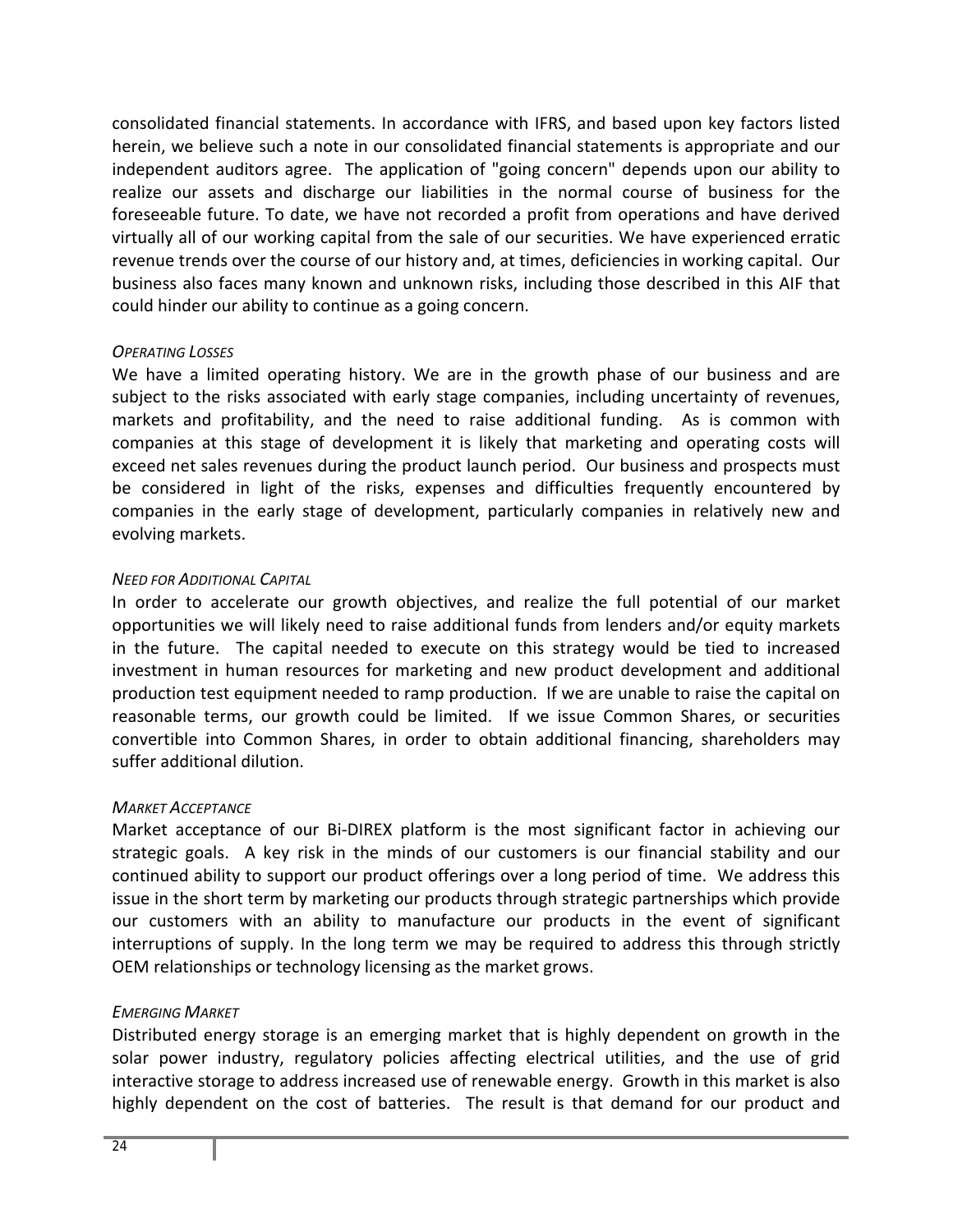consolidated financial statements. In accordance with IFRS, and based upon key factors listed herein, we believe such a note in our consolidated financial statements is appropriate and our independent auditors agree. The application of "going concern" depends upon our ability to realize our assets and discharge our liabilities in the normal course of business for the foreseeable future. To date, we have not recorded a profit from operations and have derived virtually all of our working capital from the sale of our securities. We have experienced erratic revenue trends over the course of our history and, at times, deficiencies in working capital. Our business also faces many known and unknown risks, including those described in this AIF that could hinder our ability to continue as a going concern.

*OPERATING LOSSES*

We have a limited operating history. We are in the growth phase of our business and are subject to the risks associated with early stage companies, including uncertainty of revenues, markets and profitability, and the need to raise additional funding. As is common with companies at this stage of development it is likely that marketing and operating costs will exceed net sales revenues during the product launch period. Our business and prospects must be considered in light of the risks, expenses and difficulties frequently encountered by companies in the early stage of development, particularly companies in relatively new and evolving markets.

*NEED FOR ADDITIONAL CAPITAL*

In order to accelerate our growth objectives, and realize the full potential of our market opportunities we will likely need to raise additional funds from lenders and/or equity markets in the future. The capital needed to execute on this strategy would be tied to increased investment in human resources for marketing and new product development and additional production test equipment needed to ramp production. If we are unable to raise the capital on reasonable terms, our growth could be limited. If we issue Common Shares, or securities convertible into Common Shares, in order to obtain additional financing, shareholders may suffer additional dilution.

*MARKET ACCEPTANCE*

Market acceptance of our Bi-DIREX platform is the most significant factor in achieving our strategic goals. A key risk in the minds of our customers is our financial stability and our continued ability to support our product offerings over a long period of time. We address this issue in the short term by marketing our products through strategic partnerships which provide our customers with an ability to manufacture our products in the event of significant interruptions of supply. In the long term we may be required to address this through strictly OEM relationships or technology licensing as the market grows.

*EMERGING MARKET*

Distributed energy storage is an emerging market that is highly dependent on growth in the solar power industry, regulatory policies affecting electrical utilities, and the use of grid interactive storage to address increased use of renewable energy. Growth in this market is also highly dependent on the cost of batteries. The result is that demand for our product and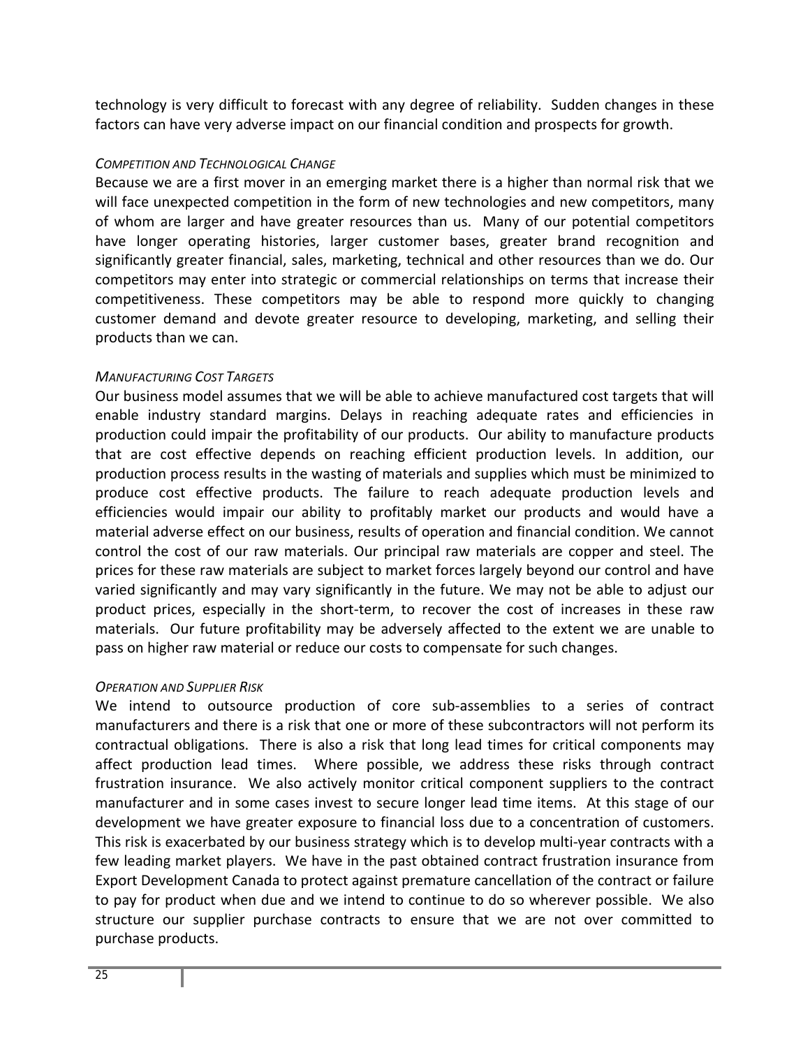technology is very difficult to forecast with any degree of reliability. Sudden changes in these factors can have very adverse impact on our financial condition and prospects for growth.

*COMPETITION AND TECHNOLOGICAL CHANGE*

Because we are a first mover in an emerging market there is a higher than normal risk that we will face unexpected competition in the form of new technologies and new competitors, many of whom are larger and have greater resources than us. Many of our potential competitors have longer operating histories, larger customer bases, greater brand recognition and significantly greater financial, sales, marketing, technical and other resources than we do. Our competitors may enter into strategic or commercial relationships on terms that increase their competitiveness. These competitors may be able to respond more quickly to changing customer demand and devote greater resource to developing, marketing, and selling their products than we can.

*MANUFACTURING COST TARGETS*

Our business model assumes that we will be able to achieve manufactured cost targets that will enable industry standard margins. Delays in reaching adequate rates and efficiencies in production could impair the profitability of our products. Our ability to manufacture products that are cost effective depends on reaching efficient production levels. In addition, our production process results in the wasting of materials and supplies which must be minimized to produce cost effective products. The failure to reach adequate production levels and efficiencies would impair our ability to profitably market our products and would have a material adverse effect on our business, results of operation and financial condition. We cannot control the cost of our raw materials. Our principal raw materials are copper and steel. The prices for these raw materials are subject to market forces largely beyond our control and have varied significantly and may vary significantly in the future. We may not be able to adjust our product prices, especially in the short-term, to recover the cost of increases in these raw materials. Our future profitability may be adversely affected to the extent we are unable to pass on higher raw material or reduce our costs to compensate for such changes.

*OPERATION AND SUPPLIER RISK*

We intend to outsource production of core sub-assemblies to a series of contract manufacturers and there is a risk that one or more of these subcontractors will not perform its contractual obligations. There is also a risk that long lead times for critical components may affect production lead times. Where possible, we address these risks through contract frustration insurance. We also actively monitor critical component suppliers to the contract manufacturer and in some cases invest to secure longer lead time items. At this stage of our development we have greater exposure to financial loss due to a concentration of customers. This risk is exacerbated by our business strategy which is to develop multi-year contracts with a few leading market players. We have in the past obtained contract frustration insurance from Export Development Canada to protect against premature cancellation of the contract or failure to pay for product when due and we intend to continue to do so wherever possible. We also structure our supplier purchase contracts to ensure that we are not over committed to purchase products.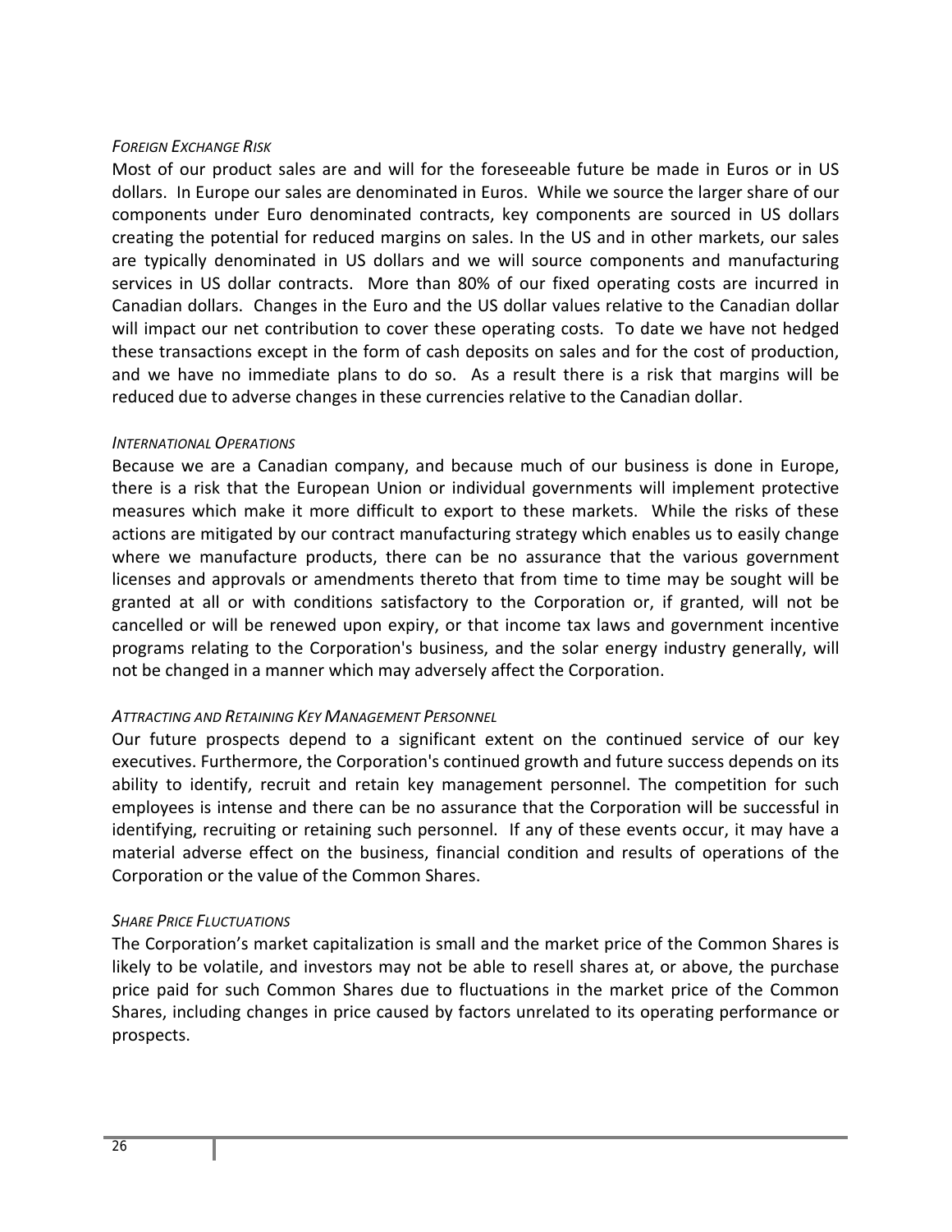*Foreign Exchange Risk*

Most of our product sales are and will for the foreseeable future be made in Euros or in US dollars. In Europe our sales are denominated in Euros. While we source the larger share of our components under Euro denominated contracts, key components are sourced in US dollars creating the potential for reduced margins on sales. In the US and in other markets, our sales are typically denominated in US dollars and we will source components and manufacturing services in US dollar contracts. More than 80% of our fixed operating costs are incurred in Canadian dollars. Changes in the Euro and the US dollar values relative to the Canadian dollar will impact our net contribution to cover these operating costs. To date we have not hedged these transactions except in the form of cash deposits on sales and for the cost of production, and we have no immediate plans to do so. As a result there is a risk that margins will be reduced due to adverse changes in these currencies relative to the Canadian dollar.

*International Operations*

Because we are a Canadian company, and because much of our business is done in Europe, there is a risk that the European Union or individual governments will implement protective measures which make it more difficult to export to these markets. While the risks of these actions are mitigated by our contract manufacturing strategy which enables us to easily change where we manufacture products, there can be no assurance that the various government licenses and approvals or amendments thereto that from time to time may be sought will be granted at all or with conditions satisfactory to the Corporation or, if granted, will not be cancelled or will be renewed upon expiry, or that income tax laws and government incentive programs relating to the Corporation's business, and the solar energy industry generally, will not be changed in a manner which may adversely affect the Corporation.

*Attracting and Retaining Key Management Personnel*

Our future prospects depend to a significant extent on the continued service of our key executives. Furthermore, the Corporation's continued growth and future success depends on its ability to identify, recruit and retain key management personnel. The competition for such employees is intense and there can be no assurance that the Corporation will be successful in identifying, recruiting or retaining such personnel. If any of these events occur, it may have a material adverse effect on the business, financial condition and results of operations of the Corporation or the value of the Common Shares.

*Share Price Fluctuations*

The Corporation's market capitalization is small and the market price of the Common Shares is likely to be volatile, and investors may not be able to resell shares at, or above, the purchase price paid for such Common Shares due to fluctuations in the market price of the Common Shares, including changes in price caused by factors unrelated to its operating performance or prospects.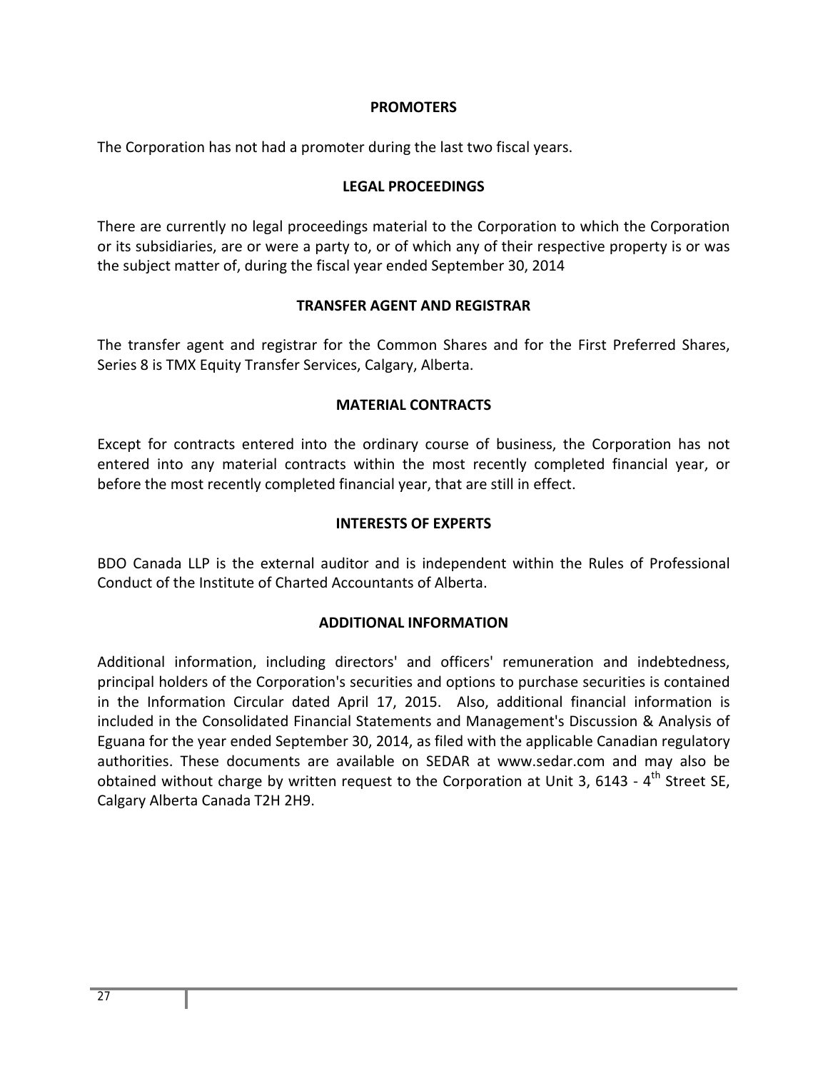## PROMOTERS

The Corporation has not had a promoter during the last two fiscal years.

## LEGAL PROCEEDINGS

There are currently no legal proceedings material to the Corporation to which the Corporation or its subsidiaries, are or were a party to, or of which any of their respective property is or was the subject matter of, during the fiscal year ended September 30, 2014

## TRANSFER AGENT AND REGISTRAR

The transfer agent and registrar for the Common Shares and for the First Preferred Shares, Series 8 is TMX Equity Transfer Services, Calgary, Alberta.

## MATERIAL CONTRACTS

Except for contracts entered into the ordinary course of business, the Corporation has not entered into any material contracts within the most recently completed financial year, or before the most recently completed financial year, that are still in effect.

## INTERESTS OF EXPERTS

BDO Canada LLP is the external auditor and is independent within the Rules of Professional Conduct of the Institute of Charted Accountants of Alberta.

## ADDITIONAL INFORMATION

Additional information, including directors' and officers' remuneration and indebtedness, principal holders of the Corporation's securities and options to purchase securities is contained in the Information Circular dated April 17, 2015. Also, additional financial information is included in the Consolidated Financial Statements and Management's Discussion & Analysis of Eguana for the year ended September 30, 2014, as filed with the applicable Canadian regulatory authorities. These documents are available on SEDAR at www.sedar.com and may also be obtained without charge by written request to the Corporation at Unit 3, 6143 - 4th Street SE, Calgary Alberta Canada T2H 2H9.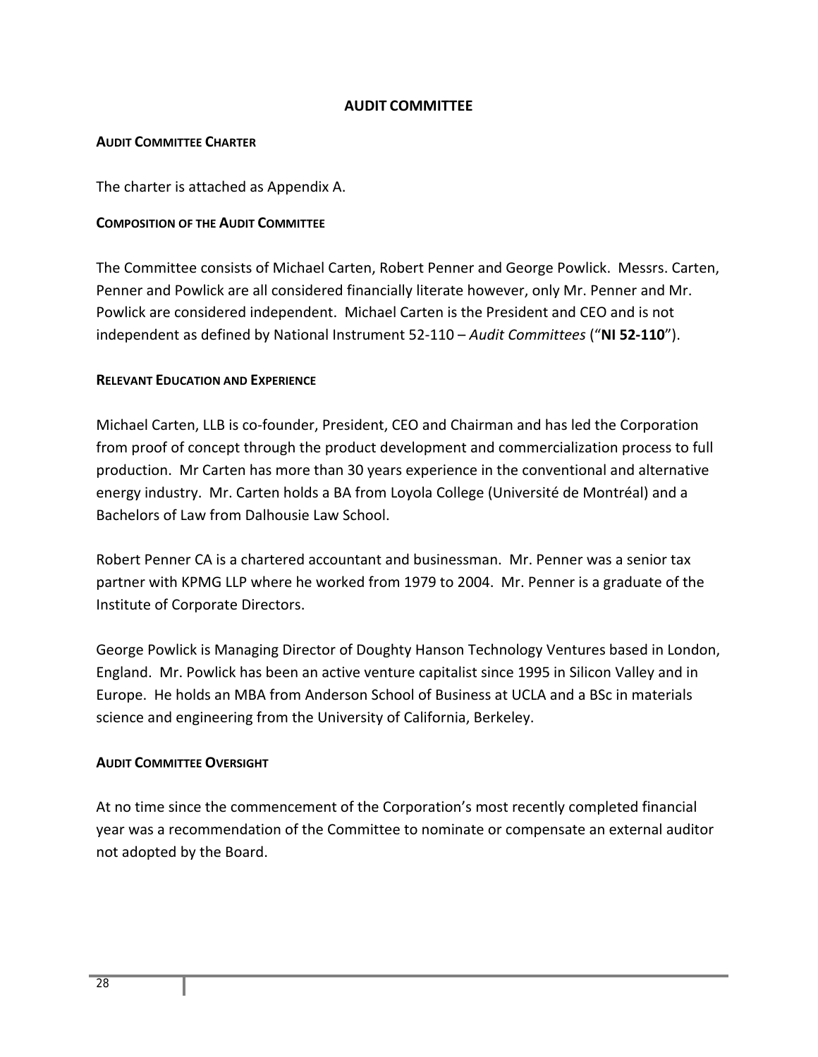# AUDIT COMMITTEE

## AUDIT COMMITTEE CHARTER

The charter is attached as Appendix A.

## COMPOSITION OF THE AUDIT COMMITTEE

The Committee consists of Michael Carten, Robert Penner and George Powlick. Messrs. Carten, Penner and Powlick are all considered financially literate however, only Mr. Penner and Mr. Powlick are considered independent. Michael Carten is the President and CEO and is not independent as defined by National Instrument 52-110 – *Audit Committees* (“**NI 52-110**”).

## RELEVANT EDUCATION AND EXPERIENCE

Michael Carten, LLB is co-founder, President, CEO and Chairman and has led the Corporation from proof of concept through the product development and commercialization process to full production. Mr Carten has more than 30 years experience in the conventional and alternative energy industry. Mr. Carten holds a BA from Loyola College (Université de Montréal) and a Bachelors of Law from Dalhousie Law School.

Robert Penner CA is a chartered accountant and businessman. Mr. Penner was a senior tax partner with KPMG LLP where he worked from 1979 to 2004. Mr. Penner is a graduate of the Institute of Corporate Directors.

George Powlick is Managing Director of Doughty Hanson Technology Ventures based in London, England. Mr. Powlick has been an active venture capitalist since 1995 in Silicon Valley and in Europe. He holds an MBA from Anderson School of Business at UCLA and a BSc in materials science and engineering from the University of California, Berkeley.

## AUDIT COMMITTEE OVERSIGHT

At no time since the commencement of the Corporation’s most recently completed financial year was a recommendation of the Committee to nominate or compensate an external auditor not adopted by the Board.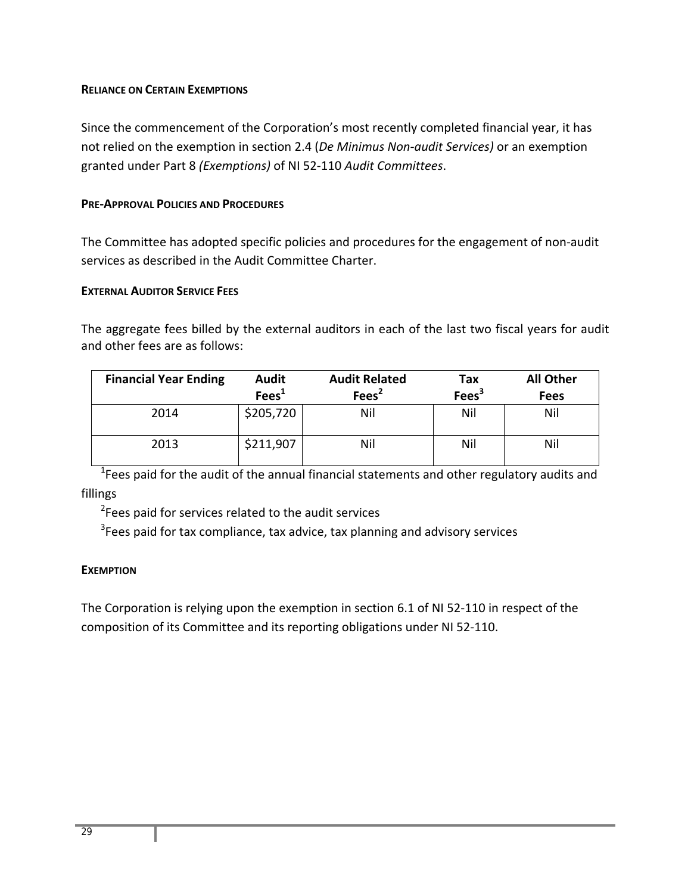#### Reliance on Certain Exemptions

Since the commencement of the Corporation's most recently completed financial year, it has not relied on the exemption in section 2.4 (*De Minimus Non-audit Services)* or an exemption granted under Part 8 *(Exemptions)* of NI 52-110 *Audit Committees*.

#### Pre-Approval Policies and Procedures

The Committee has adopted specific policies and procedures for the engagement of non-audit services as described in the Audit Committee Charter.

#### External Auditor Service Fees

The aggregate fees billed by the external auditors in each of the last two fiscal years for audit and other fees are as follows:

| Financial Year Ending | Audit Fees[1] | Audit Related Fees[2] | Tax Fees[3] | All Other Fees |
|---|---|---|---|---|
| 2014 | $205,720 | Nil | Nil | Nil |
| 2013 | $211,907 | Nil | Nil | Nil |

[1]Fees paid for the audit of the annual financial statements and other regulatory audits and fillings

[2]Fees paid for services related to the audit services

[3]Fees paid for tax compliance, tax advice, tax planning and advisory services

#### Exemption

The Corporation is relying upon the exemption in section 6.1 of NI 52-110 in respect of the composition of its Committee and its reporting obligations under NI 52-110.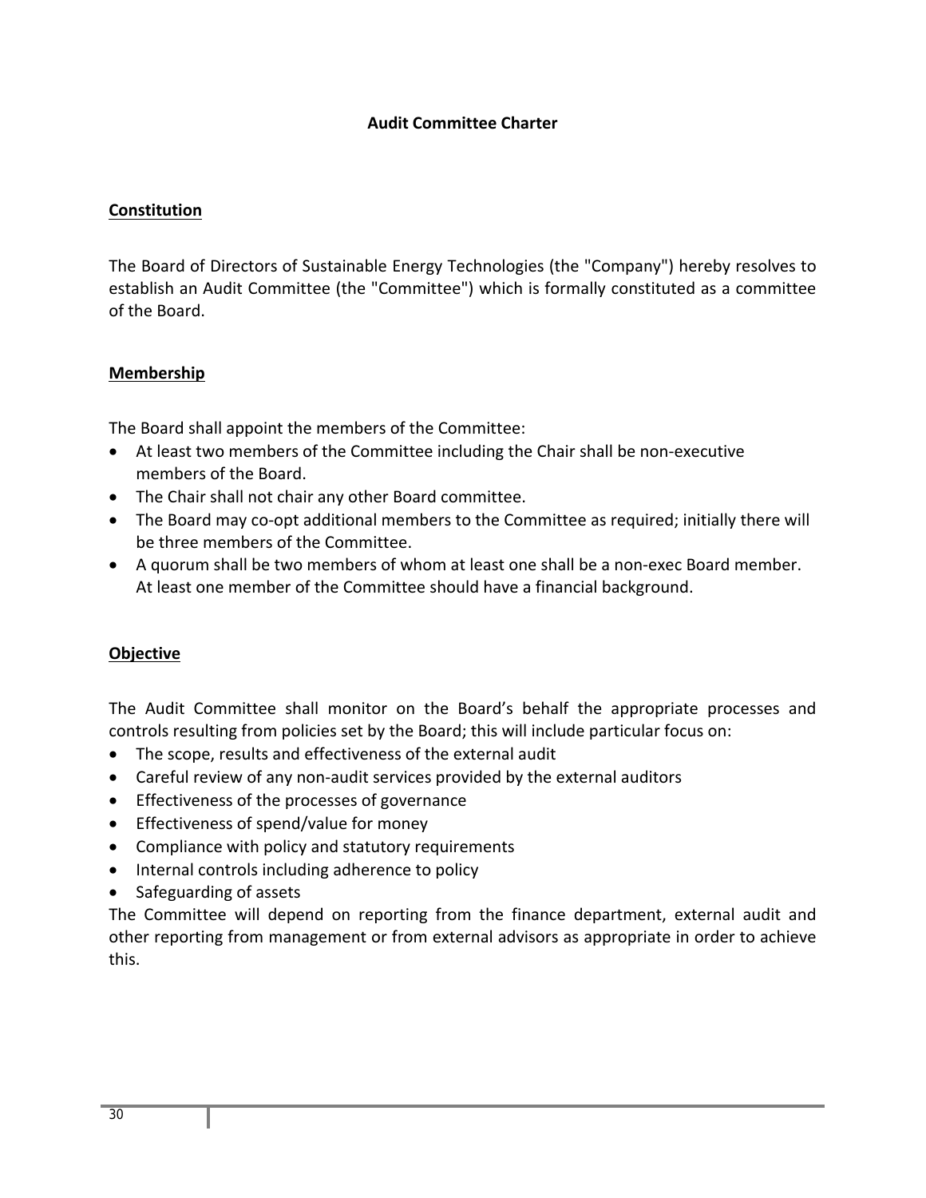# Audit Committee Charter

## Constitution

The Board of Directors of Sustainable Energy Technologies (the "Company") hereby resolves to establish an Audit Committee (the "Committee") which is formally constituted as a committee of the Board.

## Membership

The Board shall appoint the members of the Committee:

- At least two members of the Committee including the Chair shall be non-executive members of the Board.
- The Chair shall not chair any other Board committee.
- The Board may co-opt additional members to the Committee as required; initially there will be three members of the Committee.
- A quorum shall be two members of whom at least one shall be a non-exec Board member. At least one member of the Committee should have a financial background.

## Objective

The Audit Committee shall monitor on the Board's behalf the appropriate processes and controls resulting from policies set by the Board; this will include particular focus on:

- The scope, results and effectiveness of the external audit
- Careful review of any non-audit services provided by the external auditors
- Effectiveness of the processes of governance
- Effectiveness of spend/value for money
- Compliance with policy and statutory requirements
- Internal controls including adherence to policy
- Safeguarding of assets

The Committee will depend on reporting from the finance department, external audit and other reporting from management or from external advisors as appropriate in order to achieve this.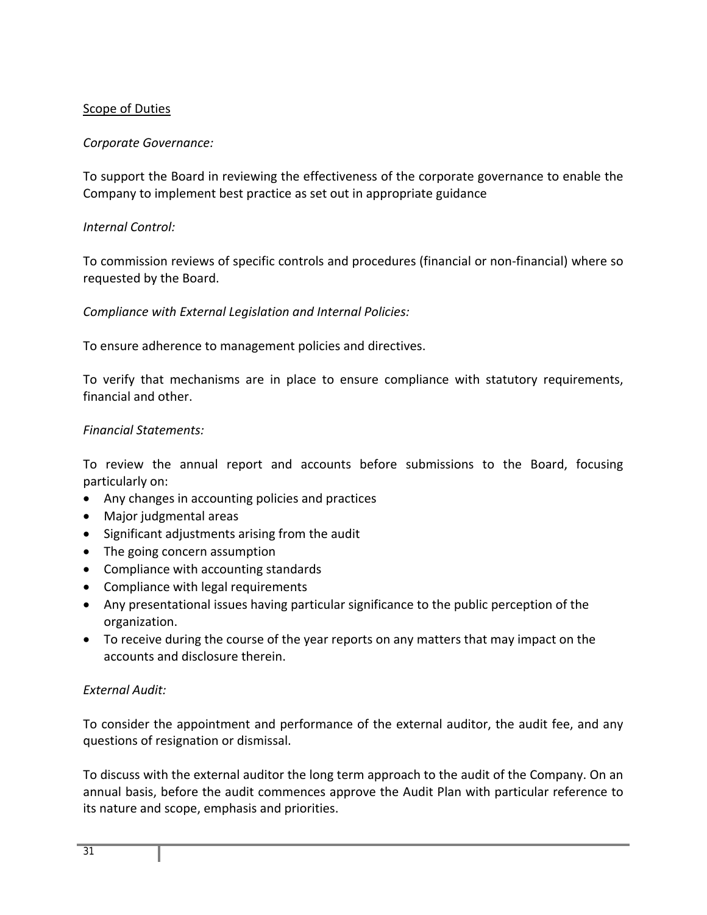Scope of Duties

*Corporate Governance:*

To support the Board in reviewing the effectiveness of the corporate governance to enable the Company to implement best practice as set out in appropriate guidance

*Internal Control:*

To commission reviews of specific controls and procedures (financial or non-financial) where so requested by the Board.

*Compliance with External Legislation and Internal Policies:*

To ensure adherence to management policies and directives.

To verify that mechanisms are in place to ensure compliance with statutory requirements, financial and other.

*Financial Statements:*

To review the annual report and accounts before submissions to the Board, focusing particularly on:

- Any changes in accounting policies and practices
- Major judgmental areas
- Significant adjustments arising from the audit
- The going concern assumption
- Compliance with accounting standards
- Compliance with legal requirements
- Any presentational issues having particular significance to the public perception of the organization.
- To receive during the course of the year reports on any matters that may impact on the accounts and disclosure therein.

*External Audit:*

To consider the appointment and performance of the external auditor, the audit fee, and any questions of resignation or dismissal.

To discuss with the external auditor the long term approach to the audit of the Company. On an annual basis, before the audit commences approve the Audit Plan with particular reference to its nature and scope, emphasis and priorities.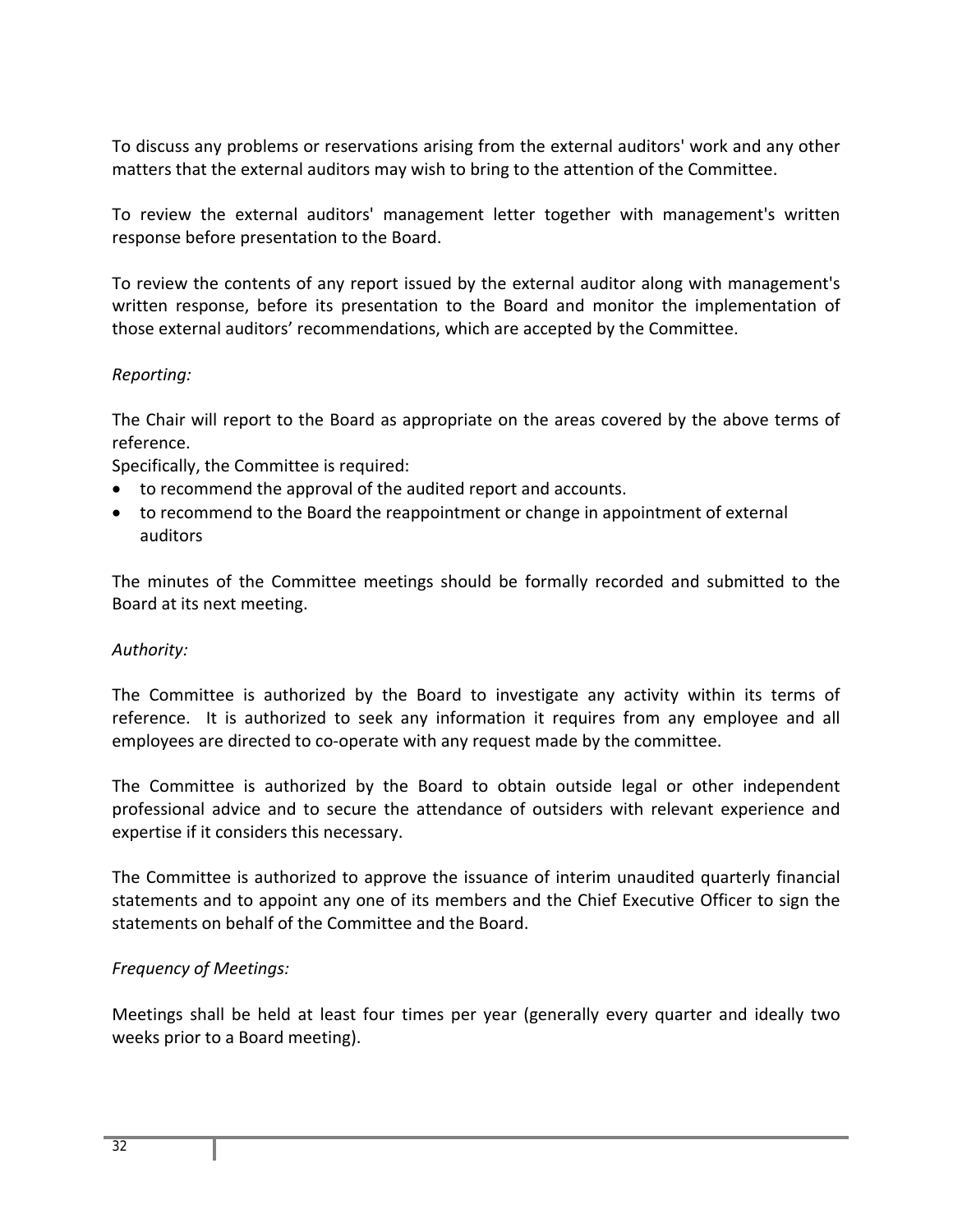To discuss any problems or reservations arising from the external auditors' work and any other matters that the external auditors may wish to bring to the attention of the Committee.

To review the external auditors' management letter together with management's written response before presentation to the Board.

To review the contents of any report issued by the external auditor along with management's written response, before its presentation to the Board and monitor the implementation of those external auditors' recommendations, which are accepted by the Committee.

*Reporting:*

The Chair will report to the Board as appropriate on the areas covered by the above terms of reference.
Specifically, the Committee is required:

- to recommend the approval of the audited report and accounts.
- to recommend to the Board the reappointment or change in appointment of external auditors

The minutes of the Committee meetings should be formally recorded and submitted to the Board at its next meeting.

*Authority:*

The Committee is authorized by the Board to investigate any activity within its terms of reference. It is authorized to seek any information it requires from any employee and all employees are directed to co-operate with any request made by the committee.

The Committee is authorized by the Board to obtain outside legal or other independent professional advice and to secure the attendance of outsiders with relevant experience and expertise if it considers this necessary.

The Committee is authorized to approve the issuance of interim unaudited quarterly financial statements and to appoint any one of its members and the Chief Executive Officer to sign the statements on behalf of the Committee and the Board.

*Frequency of Meetings:*

Meetings shall be held at least four times per year (generally every quarter and ideally two weeks prior to a Board meeting).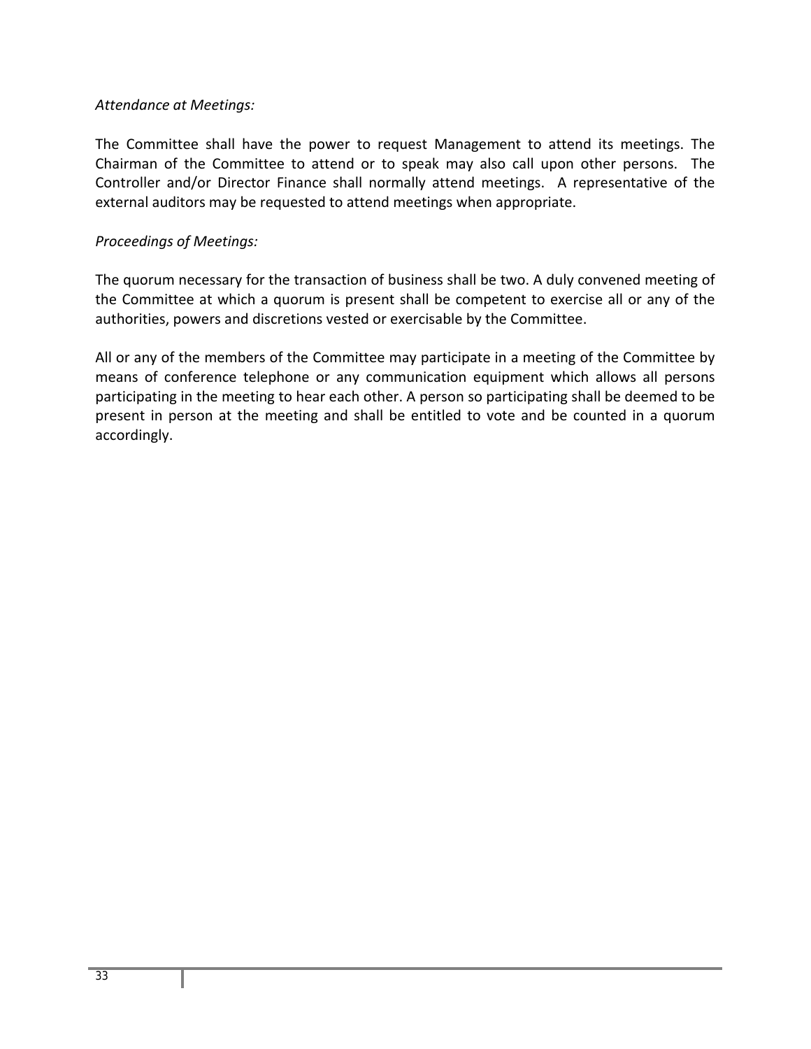*Attendance at Meetings:*

The Committee shall have the power to request Management to attend its meetings. The Chairman of the Committee to attend or to speak may also call upon other persons. The Controller and/or Director Finance shall normally attend meetings. A representative of the external auditors may be requested to attend meetings when appropriate.

*Proceedings of Meetings:*

The quorum necessary for the transaction of business shall be two. A duly convened meeting of the Committee at which a quorum is present shall be competent to exercise all or any of the authorities, powers and discretions vested or exercisable by the Committee.

All or any of the members of the Committee may participate in a meeting of the Committee by means of conference telephone or any communication equipment which allows all persons participating in the meeting to hear each other. A person so participating shall be deemed to be present in person at the meeting and shall be entitled to vote and be counted in a quorum accordingly.